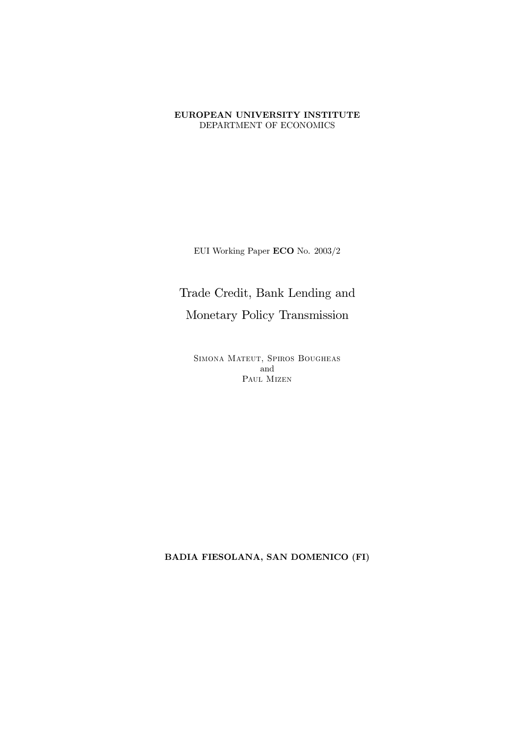**EUROPEAN UNIVERSITY INSTITUTE**
DEPARTMENT OF ECONOMICS

EUI Working Paper **ECO** No. 2003/2

# Trade Credit, Bank Lending and Monetary Policy Transmission

Simona Mateut, Spiros Bougheas
and
Paul Mizen

**BADIA FIESOLANA, SAN DOMENICO (FI)**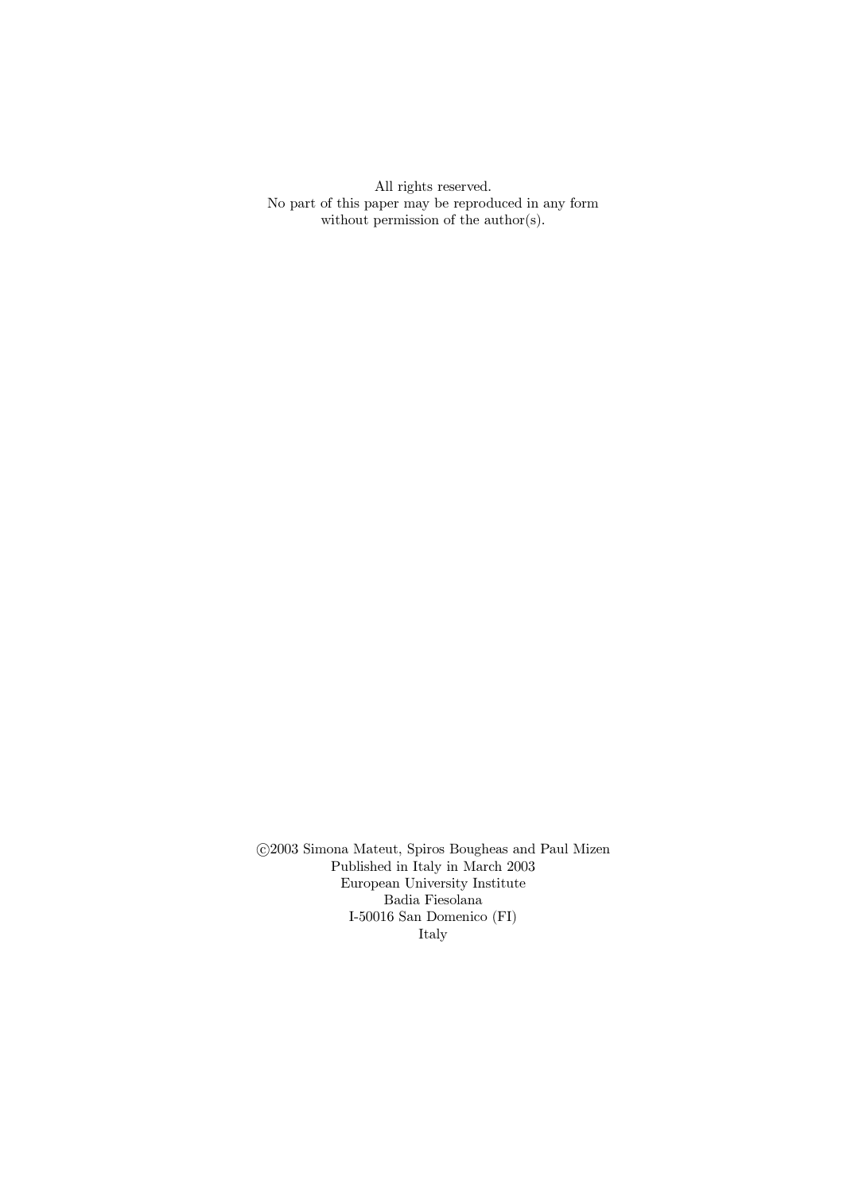All rights reserved.
No part of this paper may be reproduced in any form
without permission of the author(s).

©2003 Simona Mateut, Spiros Bougheas and Paul Mizen
Published in Italy in March 2003
European University Institute
Badia Fiesolana
I-50016 San Domenico (FI)
Italy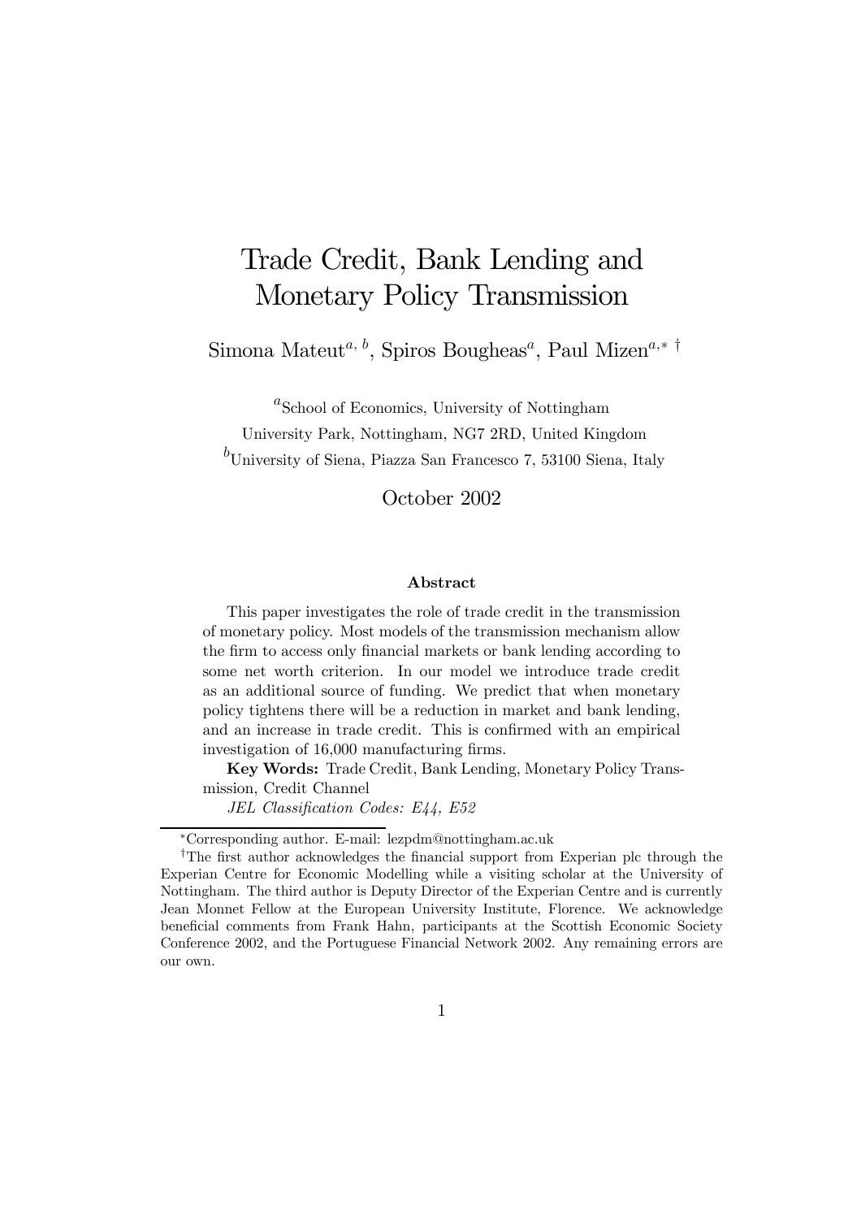# Trade Credit, Bank Lending and Monetary Policy Transmission

Simona Mateut[a, b], Spiros Bougheas[a], Paul Mizen[a,∗ †]

[a]School of Economics, University of Nottingham
University Park, Nottingham, NG7 2RD, United Kingdom
[b]University of Siena, Piazza San Francesco 7, 53100 Siena, Italy

October 2002

### Abstract

This paper investigates the role of trade credit in the transmission of monetary policy. Most models of the transmission mechanism allow the firm to access only financial markets or bank lending according to some net worth criterion. In our model we introduce trade credit as an additional source of funding. We predict that when monetary policy tightens there will be a reduction in market and bank lending, and an increase in trade credit. This is confirmed with an empirical investigation of 16,000 manufacturing firms.

**Key Words:** Trade Credit, Bank Lending, Monetary Policy Transmission, Credit Channel

*JEL Classification Codes: E44, E52*

---

∗Corresponding author. E-mail: lezpdm@nottingham.ac.uk

†The first author acknowledges the financial support from Experian plc through the Experian Centre for Economic Modelling while a visiting scholar at the University of Nottingham. The third author is Deputy Director of the Experian Centre and is currently Jean Monnet Fellow at the European University Institute, Florence. We acknowledge beneficial comments from Frank Hahn, participants at the Scottish Economic Society Conference 2002, and the Portuguese Financial Network 2002. Any remaining errors are our own.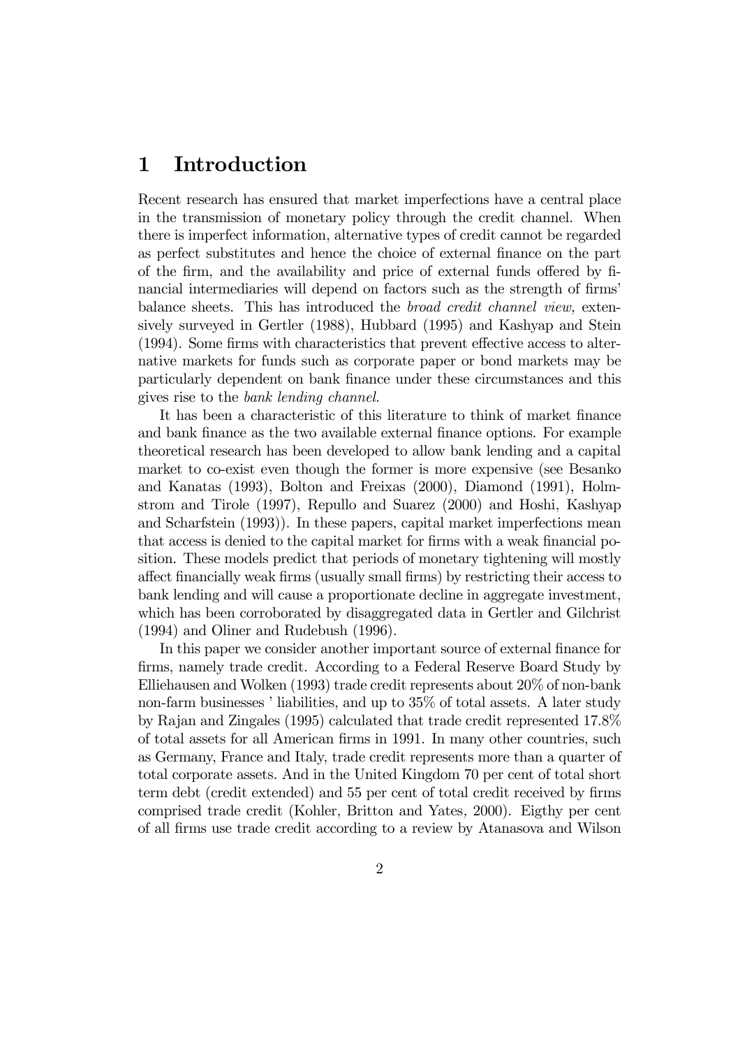# 1 Introduction

Recent research has ensured that market imperfections have a central place in the transmission of monetary policy through the credit channel. When there is imperfect information, alternative types of credit cannot be regarded as perfect substitutes and hence the choice of external finance on the part of the firm, and the availability and price of external funds offered by financial intermediaries will depend on factors such as the strength of firms' balance sheets. This has introduced the *broad credit channel view,* extensively surveyed in Gertler (1988), Hubbard (1995) and Kashyap and Stein (1994). Some firms with characteristics that prevent effective access to alternative markets for funds such as corporate paper or bond markets may be particularly dependent on bank finance under these circumstances and this gives rise to the *bank lending channel.*

It has been a characteristic of this literature to think of market finance and bank finance as the two available external finance options. For example theoretical research has been developed to allow bank lending and a capital market to co-exist even though the former is more expensive (see Besanko and Kanatas (1993), Bolton and Freixas (2000), Diamond (1991), Holmstrom and Tirole (1997), Repullo and Suarez (2000) and Hoshi, Kashyap and Scharfstein (1993)). In these papers, capital market imperfections mean that access is denied to the capital market for firms with a weak financial position. These models predict that periods of monetary tightening will mostly affect financially weak firms (usually small firms) by restricting their access to bank lending and will cause a proportionate decline in aggregate investment, which has been corroborated by disaggregated data in Gertler and Gilchrist (1994) and Oliner and Rudebush (1996).

In this paper we consider another important source of external finance for firms, namely trade credit. According to a Federal Reserve Board Study by Elliehausen and Wolken (1993) trade credit represents about 20% of non-bank non-farm businesses ' liabilities, and up to 35% of total assets. A later study by Rajan and Zingales (1995) calculated that trade credit represented 17.8% of total assets for all American firms in 1991. In many other countries, such as Germany, France and Italy, trade credit represents more than a quarter of total corporate assets. And in the United Kingdom 70 per cent of total short term debt (credit extended) and 55 per cent of total credit received by firms comprised trade credit (Kohler, Britton and Yates, 2000). Eigthy per cent of all firms use trade credit according to a review by Atanasova and Wilson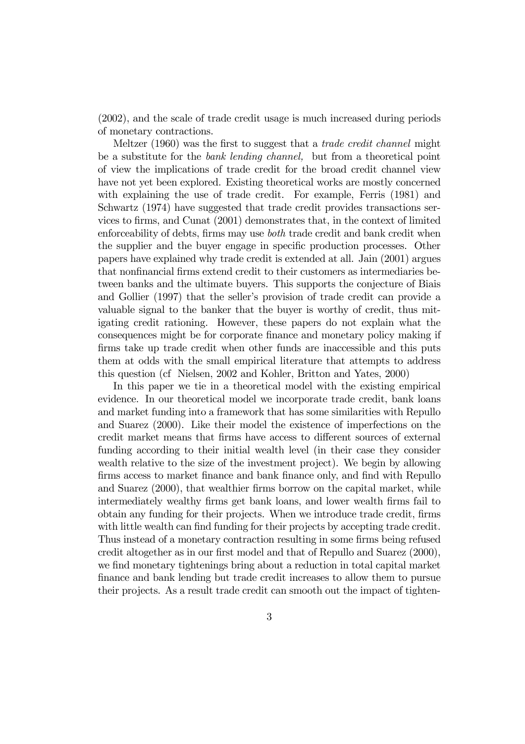(2002), and the scale of trade credit usage is much increased during periods of monetary contractions.

Meltzer (1960) was the first to suggest that a *trade credit channel* might be a substitute for the *bank lending channel,* but from a theoretical point of view the implications of trade credit for the broad credit channel view have not yet been explored. Existing theoretical works are mostly concerned with explaining the use of trade credit. For example, Ferris (1981) and Schwartz (1974) have suggested that trade credit provides transactions services to firms, and Cunat (2001) demonstrates that, in the context of limited enforceability of debts, firms may use *both* trade credit and bank credit when the supplier and the buyer engage in specific production processes. Other papers have explained why trade credit is extended at all. Jain (2001) argues that nonfinancial firms extend credit to their customers as intermediaries between banks and the ultimate buyers. This supports the conjecture of Biais and Gollier (1997) that the seller's provision of trade credit can provide a valuable signal to the banker that the buyer is worthy of credit, thus mitigating credit rationing. However, these papers do not explain what the consequences might be for corporate finance and monetary policy making if firms take up trade credit when other funds are inaccessible and this puts them at odds with the small empirical literature that attempts to address this question (cf Nielsen, 2002 and Kohler, Britton and Yates, 2000)

In this paper we tie in a theoretical model with the existing empirical evidence. In our theoretical model we incorporate trade credit, bank loans and market funding into a framework that has some similarities with Repullo and Suarez (2000). Like their model the existence of imperfections on the credit market means that firms have access to different sources of external funding according to their initial wealth level (in their case they consider wealth relative to the size of the investment project). We begin by allowing firms access to market finance and bank finance only, and find with Repullo and Suarez (2000), that wealthier firms borrow on the capital market, while intermediately wealthy firms get bank loans, and lower wealth firms fail to obtain any funding for their projects. When we introduce trade credit, firms with little wealth can find funding for their projects by accepting trade credit. Thus instead of a monetary contraction resulting in some firms being refused credit altogether as in our first model and that of Repullo and Suarez (2000), we find monetary tightenings bring about a reduction in total capital market finance and bank lending but trade credit increases to allow them to pursue their projects. As a result trade credit can smooth out the impact of tighten-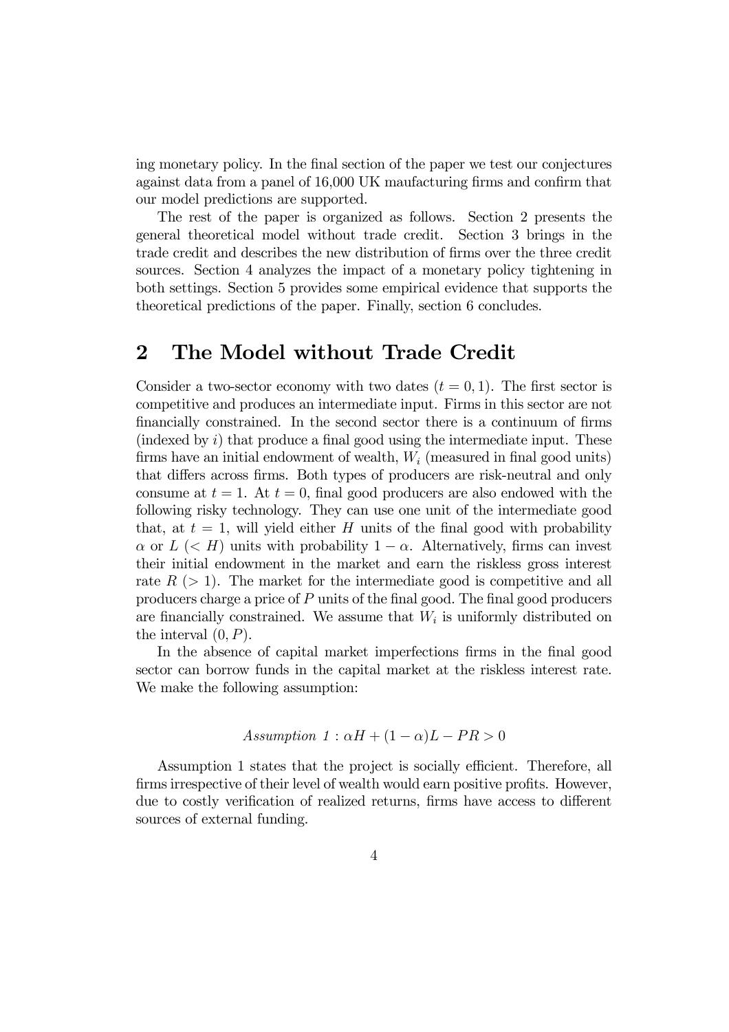ing monetary policy. In the final section of the paper we test our conjectures against data from a panel of 16,000 UK maufacturing firms and confirm that our model predictions are supported.

The rest of the paper is organized as follows. Section 2 presents the general theoretical model without trade credit. Section 3 brings in the trade credit and describes the new distribution of firms over the three credit sources. Section 4 analyzes the impact of a monetary policy tightening in both settings. Section 5 provides some empirical evidence that supports the theoretical predictions of the paper. Finally, section 6 concludes.

## 2 The Model without Trade Credit

Consider a two-sector economy with two dates ($t = 0, 1$). The first sector is competitive and produces an intermediate input. Firms in this sector are not financially constrained. In the second sector there is a continuum of firms (indexed by $i$) that produce a final good using the intermediate input. These firms have an initial endowment of wealth, $W_i$ (measured in final good units) that differs across firms. Both types of producers are risk-neutral and only consume at $t = 1$. At $t = 0$, final good producers are also endowed with the following risky technology. They can use one unit of the intermediate good that, at $t = 1$, will yield either $H$ units of the final good with probability $\alpha$ or $L$ $(< H)$ units with probability $1 - \alpha$. Alternatively, firms can invest their initial endowment in the market and earn the riskless gross interest rate $R$ $(> 1)$. The market for the intermediate good is competitive and all producers charge a price of $P$ units of the final good. The final good producers are financially constrained. We assume that $W_i$ is uniformly distributed on the interval $(0, P)$.

In the absence of capital market imperfections firms in the final good sector can borrow funds in the capital market at the riskless interest rate. We make the following assumption:

$$\textit{Assumption 1}: \alpha H + (1-\alpha)L - PR > 0$$

Assumption 1 states that the project is socially efficient. Therefore, all firms irrespective of their level of wealth would earn positive profits. However, due to costly verification of realized returns, firms have access to different sources of external funding.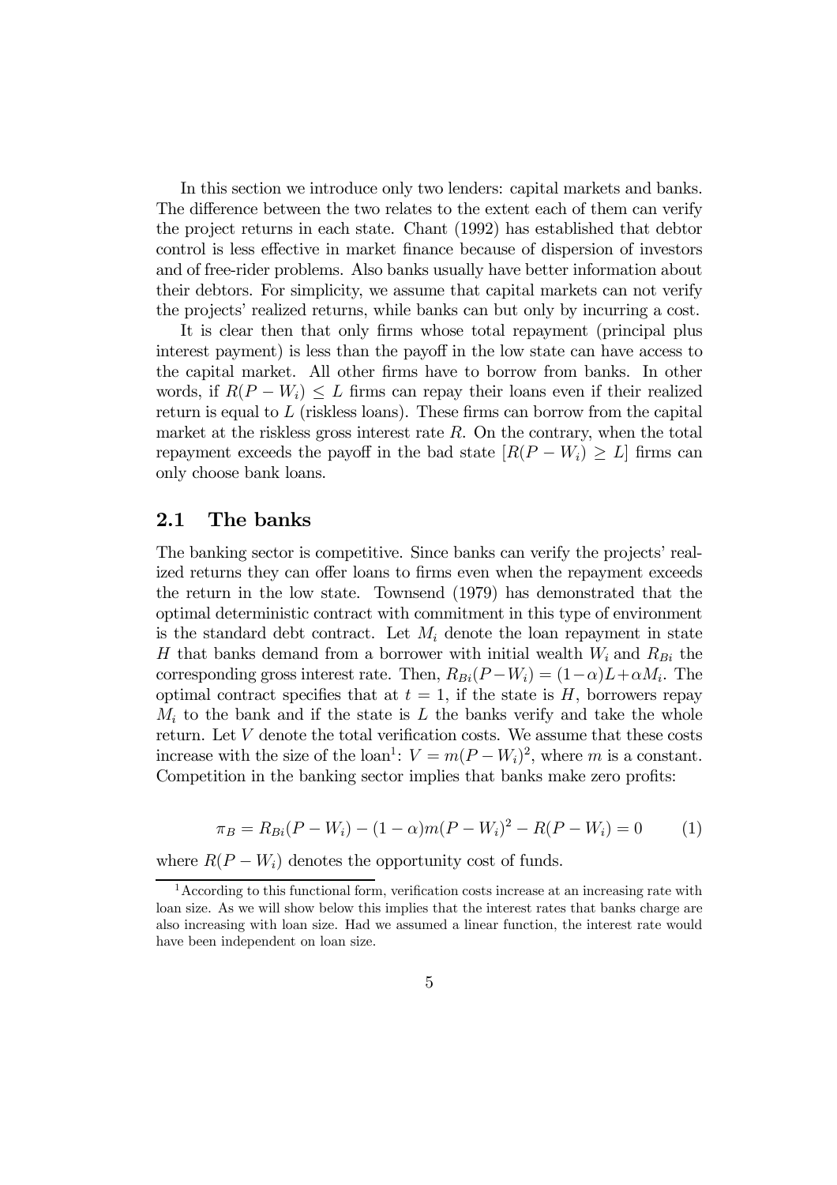In this section we introduce only two lenders: capital markets and banks. The difference between the two relates to the extent each of them can verify the project returns in each state. Chant (1992) has established that debtor control is less effective in market finance because of dispersion of investors and of free-rider problems. Also banks usually have better information about their debtors. For simplicity, we assume that capital markets can not verify the projects' realized returns, while banks can but only by incurring a cost.

It is clear then that only firms whose total repayment (principal plus interest payment) is less than the payoff in the low state can have access to the capital market. All other firms have to borrow from banks. In other words, if $R(P - W_i) \leq L$ firms can repay their loans even if their realized return is equal to $L$ (riskless loans). These firms can borrow from the capital market at the riskless gross interest rate $R$. On the contrary, when the total repayment exceeds the payoff in the bad state $[R(P - W_i) \geq L]$ firms can only choose bank loans.

## 2.1 The banks

The banking sector is competitive. Since banks can verify the projects' realized returns they can offer loans to firms even when the repayment exceeds the return in the low state. Townsend (1979) has demonstrated that the optimal deterministic contract with commitment in this type of environment is the standard debt contract. Let $M_i$ denote the loan repayment in state $H$ that banks demand from a borrower with initial wealth $W_i$ and $R_{Bi}$ the corresponding gross interest rate. Then, $R_{Bi}(P - W_i) = (1 - \alpha)L + \alpha M_i$. The optimal contract specifies that at $t = 1$, if the state is $H$, borrowers repay $M_i$ to the bank and if the state is $L$ the banks verify and take the whole return. Let $V$ denote the total verification costs. We assume that these costs increase with the size of the loan[1]: $V = m(P - W_i)^2$, where $m$ is a constant. Competition in the banking sector implies that banks make zero profits:

$$\pi_B = R_{Bi}(P - W_i) - (1 - \alpha)m(P - W_i)^2 - R(P - W_i) = 0 \qquad (1)$$

where $R(P - W_i)$ denotes the opportunity cost of funds.

[1] According to this functional form, verification costs increase at an increasing rate with loan size. As we will show below this implies that the interest rates that banks charge are also increasing with loan size. Had we assumed a linear function, the interest rate would have been independent on loan size.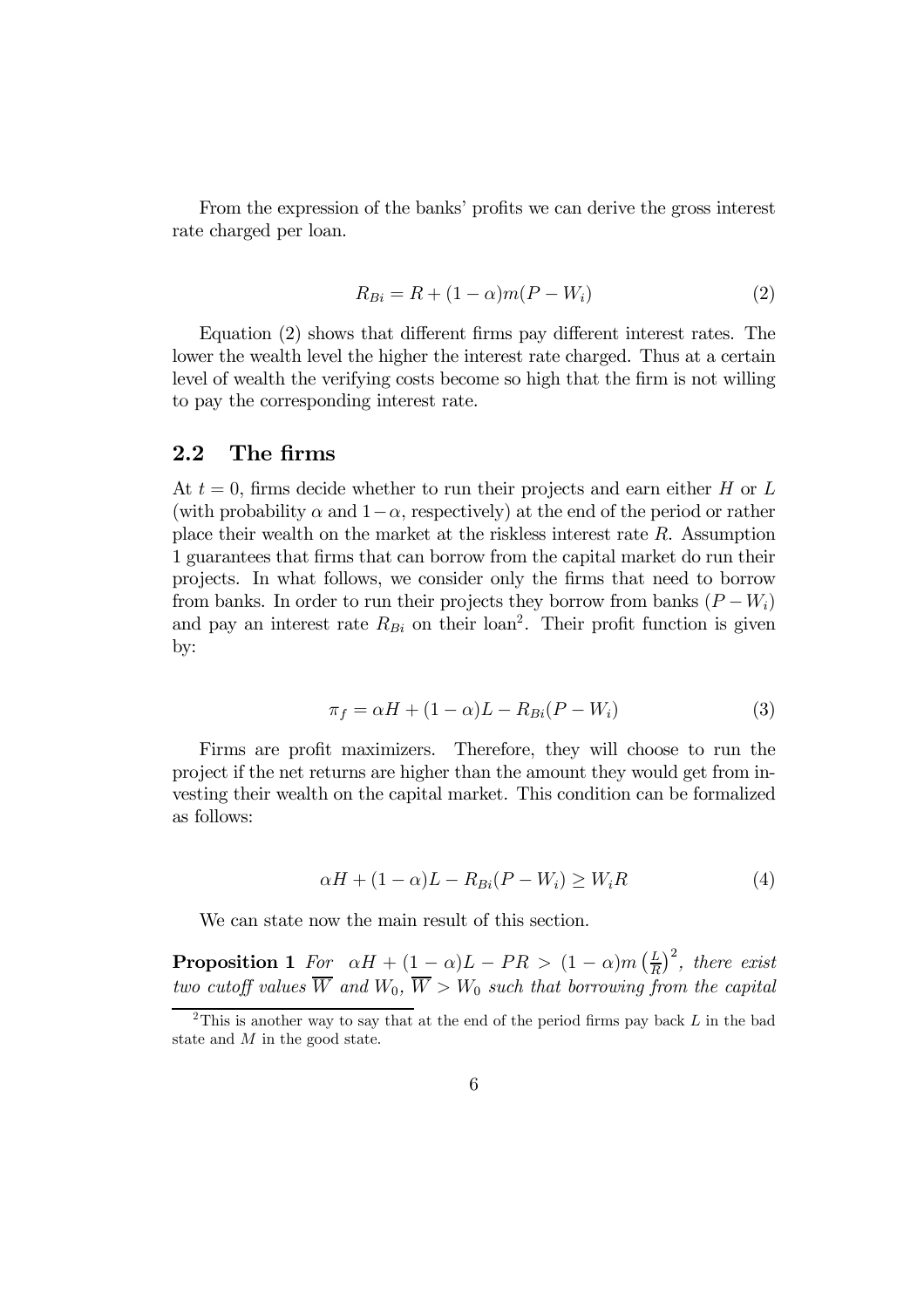From the expression of the banks' profits we can derive the gross interest rate charged per loan.

$$R_{Bi} = R + (1-\alpha)m(P - W_i) \tag{2}$$

Equation (2) shows that different firms pay different interest rates. The lower the wealth level the higher the interest rate charged. Thus at a certain level of wealth the verifying costs become so high that the firm is not willing to pay the corresponding interest rate.

## 2.2 The firms

At $t = 0$, firms decide whether to run their projects and earn either $H$ or $L$ (with probability $\alpha$ and $1-\alpha$, respectively) at the end of the period or rather place their wealth on the market at the riskless interest rate $R$. Assumption 1 guarantees that firms that can borrow from the capital market do run their projects. In what follows, we consider only the firms that need to borrow from banks. In order to run their projects they borrow from banks $(P - W_i)$ and pay an interest rate $R_{Bi}$ on their loan[2]. Their profit function is given by:

$$\pi_f = \alpha H + (1-\alpha)L - R_{Bi}(P - W_i) \tag{3}$$

Firms are profit maximizers. Therefore, they will choose to run the project if the net returns are higher than the amount they would get from investing their wealth on the capital market. This condition can be formalized as follows:

$$\alpha H + (1-\alpha)L - R_{Bi}(P - W_i) \geq W_i R \tag{4}$$

We can state now the main result of this section.

**Proposition 1** *For* $\alpha H + (1-\alpha)L - PR > (1-\alpha)m\left(\frac{L}{R}\right)^2$, *there exist two cutoff values* $\overline{W}$ *and* $W_0$, $\overline{W} > W_0$ *such that borrowing from the capital*

[2] This is another way to say that at the end of the period firms pay back $L$ in the bad state and $M$ in the good state.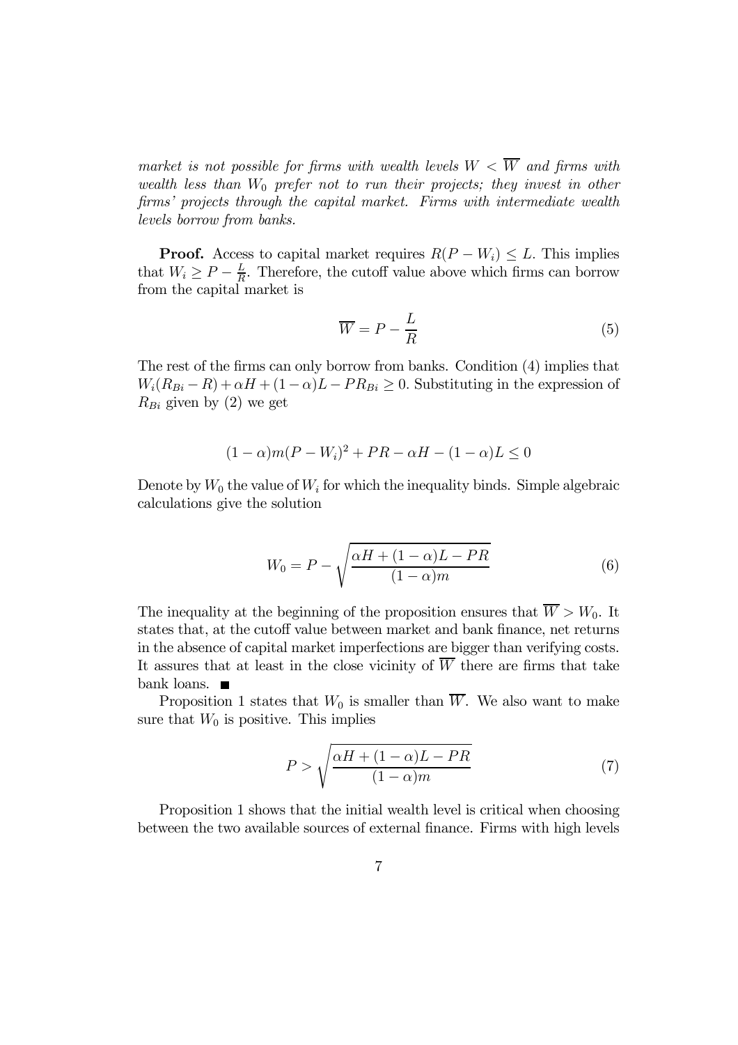*market is not possible for firms with wealth levels $W < \overline{W}$ and firms with wealth less than $W_0$ prefer not to run their projects; they invest in other firms' projects through the capital market. Firms with intermediate wealth levels borrow from banks.*

**Proof.** Access to capital market requires $R(P - W_i) \leq L$. This implies that $W_i \geq P - \frac{L}{R}$. Therefore, the cutoff value above which firms can borrow from the capital market is

$$\overline{W} = P - \frac{L}{R} \tag{5}$$

The rest of the firms can only borrow from banks. Condition (4) implies that $W_i(R_{Bi} - R) + \alpha H + (1 - \alpha)L - PR_{Bi} \geq 0$. Substituting in the expression of $R_{Bi}$ given by (2) we get

$$(1 - \alpha)m(P - W_i)^2 + PR - \alpha H - (1 - \alpha)L \leq 0$$

Denote by $W_0$ the value of $W_i$ for which the inequality binds. Simple algebraic calculations give the solution

$$W_0 = P - \sqrt{\frac{\alpha H + (1 - \alpha)L - PR}{(1 - \alpha)m}} \tag{6}$$

The inequality at the beginning of the proposition ensures that $\overline{W} > W_0$. It states that, at the cutoff value between market and bank finance, net returns in the absence of capital market imperfections are bigger than verifying costs. It assures that at least in the close vicinity of $\overline{W}$ there are firms that take bank loans. ■

Proposition 1 states that $W_0$ is smaller than $\overline{W}$. We also want to make sure that $W_0$ is positive. This implies

$$P > \sqrt{\frac{\alpha H + (1 - \alpha)L - PR}{(1 - \alpha)m}} \tag{7}$$

Proposition 1 shows that the initial wealth level is critical when choosing between the two available sources of external finance. Firms with high levels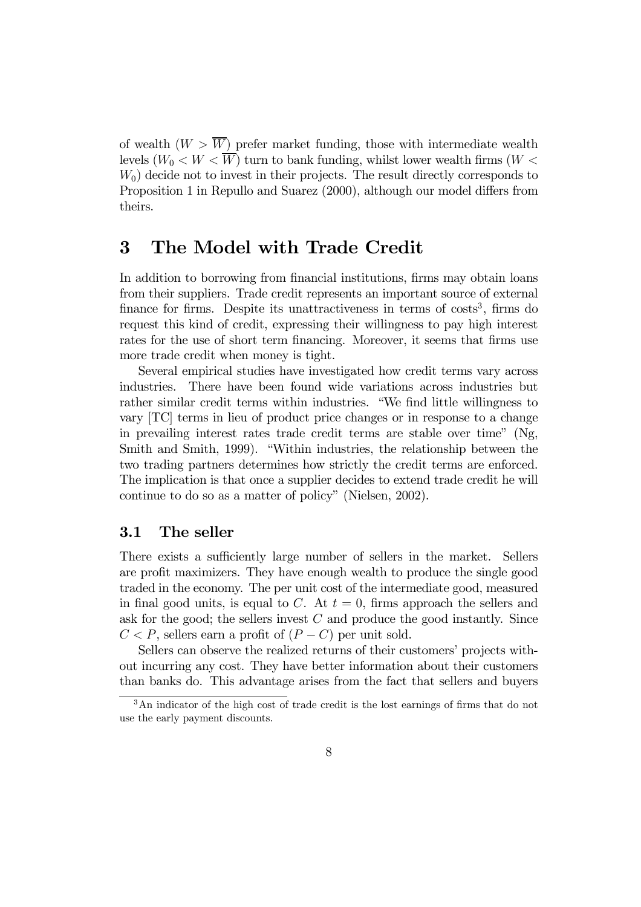of wealth ($W > \overline{W}$) prefer market funding, those with intermediate wealth levels ($W_0 < W < \overline{W}$) turn to bank funding, whilst lower wealth firms ($W < W_0$) decide not to invest in their projects. The result directly corresponds to Proposition 1 in Repullo and Suarez (2000), although our model differs from theirs.

# 3 The Model with Trade Credit

In addition to borrowing from financial institutions, firms may obtain loans from their suppliers. Trade credit represents an important source of external finance for firms. Despite its unattractiveness in terms of costs[3], firms do request this kind of credit, expressing their willingness to pay high interest rates for the use of short term financing. Moreover, it seems that firms use more trade credit when money is tight.

Several empirical studies have investigated how credit terms vary across industries. There have been found wide variations across industries but rather similar credit terms within industries. "We find little willingness to vary [TC] terms in lieu of product price changes or in response to a change in prevailing interest rates trade credit terms are stable over time" (Ng, Smith and Smith, 1999). "Within industries, the relationship between the two trading partners determines how strictly the credit terms are enforced. The implication is that once a supplier decides to extend trade credit he will continue to do so as a matter of policy" (Nielsen, 2002).

## 3.1 The seller

There exists a sufficiently large number of sellers in the market. Sellers are profit maximizers. They have enough wealth to produce the single good traded in the economy. The per unit cost of the intermediate good, measured in final good units, is equal to $C$. At $t = 0$, firms approach the sellers and ask for the good; the sellers invest $C$ and produce the good instantly. Since $C < P$, sellers earn a profit of $(P - C)$ per unit sold.

Sellers can observe the realized returns of their customers' projects without incurring any cost. They have better information about their customers than banks do. This advantage arises from the fact that sellers and buyers

[3] An indicator of the high cost of trade credit is the lost earnings of firms that do not use the early payment discounts.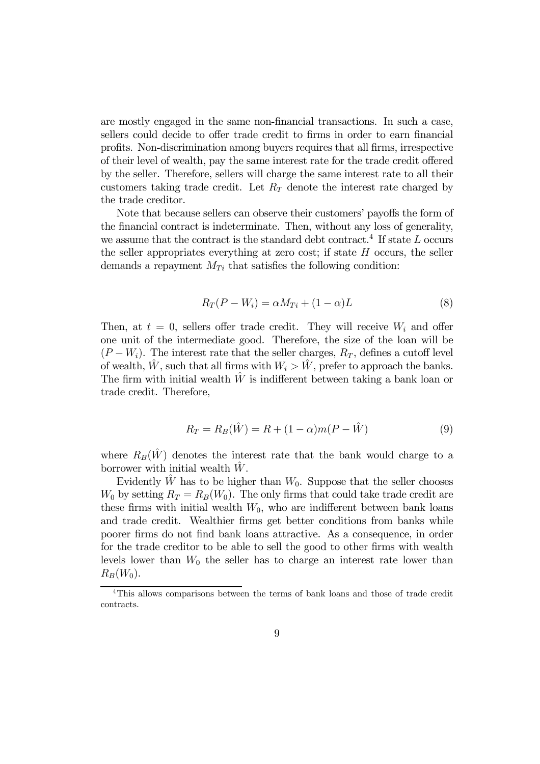are mostly engaged in the same non-financial transactions. In such a case, sellers could decide to offer trade credit to firms in order to earn financial profits. Non-discrimination among buyers requires that all firms, irrespective of their level of wealth, pay the same interest rate for the trade credit offered by the seller. Therefore, sellers will charge the same interest rate to all their customers taking trade credit. Let $R_T$ denote the interest rate charged by the trade creditor.

Note that because sellers can observe their customers' payoffs the form of the financial contract is indeterminate. Then, without any loss of generality, we assume that the contract is the standard debt contract.[4] If state $L$ occurs the seller appropriates everything at zero cost; if state $H$ occurs, the seller demands a repayment $M_{Ti}$ that satisfies the following condition:

$$R_T(P - W_i) = \alpha M_{Ti} + (1 - \alpha)L \tag{8}$$

Then, at $t = 0$, sellers offer trade credit. They will receive $W_i$ and offer one unit of the intermediate good. Therefore, the size of the loan will be $(P - W_i)$. The interest rate that the seller charges, $R_T$, defines a cutoff level of wealth, $\hat{W}$, such that all firms with $W_i > \hat{W}$, prefer to approach the banks. The firm with initial wealth $\hat{W}$ is indifferent between taking a bank loan or trade credit. Therefore,

$$R_T = R_B(\hat{W}) = R + (1 - \alpha)m(P - \hat{W}) \tag{9}$$

where $R_B(\hat{W})$ denotes the interest rate that the bank would charge to a borrower with initial wealth $\hat{W}$.

Evidently $\hat{W}$ has to be higher than $W_0$. Suppose that the seller chooses $W_0$ by setting $R_T = R_B(W_0)$. The only firms that could take trade credit are these firms with initial wealth $W_0$, who are indifferent between bank loans and trade credit. Wealthier firms get better conditions from banks while poorer firms do not find bank loans attractive. As a consequence, in order for the trade creditor to be able to sell the good to other firms with wealth levels lower than $W_0$ the seller has to charge an interest rate lower than $R_B(W_0)$.

[4] This allows comparisons between the terms of bank loans and those of trade credit contracts.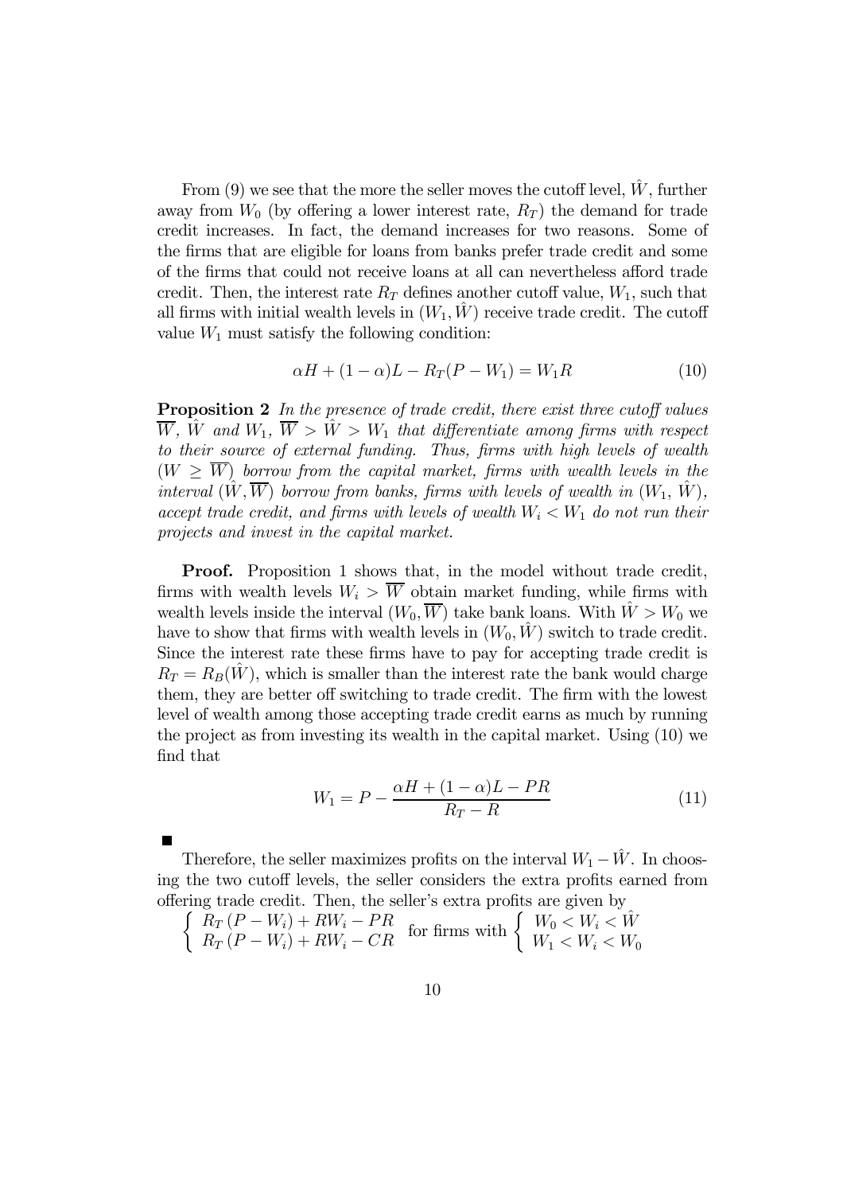From (9) we see that the more the seller moves the cutoff level, $\hat{W}$, further away from $W_0$ (by offering a lower interest rate, $R_T$) the demand for trade credit increases. In fact, the demand increases for two reasons. Some of the firms that are eligible for loans from banks prefer trade credit and some of the firms that could not receive loans at all can nevertheless afford trade credit. Then, the interest rate $R_T$ defines another cutoff value, $W_1$, such that all firms with initial wealth levels in $(W_1, \hat{W})$ receive trade credit. The cutoff value $W_1$ must satisfy the following condition:

$$\alpha H + (1-\alpha)L - R_T(P - W_1) = W_1 R \tag{10}$$

**Proposition 2** *In the presence of trade credit, there exist three cutoff values $\overline{W}$, $\hat{W}$ and $W_1$, $\overline{W} > \hat{W} > W_1$ that differentiate among firms with respect to their source of external funding. Thus, firms with high levels of wealth $(W \geq \overline{W})$ borrow from the capital market, firms with wealth levels in the interval $(\hat{W}, \overline{W})$ borrow from banks, firms with levels of wealth in $(W_1, \hat{W})$, accept trade credit, and firms with levels of wealth $W_i < W_1$ do not run their projects and invest in the capital market.*

**Proof.** Proposition 1 shows that, in the model without trade credit, firms with wealth levels $W_i > \overline{W}$ obtain market funding, while firms with wealth levels inside the interval $(W_0, \overline{W})$ take bank loans. With $\hat{W} > W_0$ we have to show that firms with wealth levels in $(W_0, \hat{W})$ switch to trade credit. Since the interest rate these firms have to pay for accepting trade credit is $R_T = R_B(\hat{W})$, which is smaller than the interest rate the bank would charge them, they are better off switching to trade credit. The firm with the lowest level of wealth among those accepting trade credit earns as much by running the project as from investing its wealth in the capital market. Using (10) we find that

$$W_1 = P - \frac{\alpha H + (1-\alpha)L - PR}{R_T - R} \tag{11}$$

■

Therefore, the seller maximizes profits on the interval $W_1 - \hat{W}$. In choosing the two cutoff levels, the seller considers the extra profits earned from offering trade credit. Then, the seller's extra profits are given by

$$\left\{ \begin{array}{l} R_T(P - W_i) + RW_i - PR \\ R_T(P - W_i) + RW_i - CR \end{array} \right. \text{ for firms with } \left\{ \begin{array}{l} W_0 < W_i < \hat{W} \\ W_1 < W_i < W_0 \end{array} \right.$$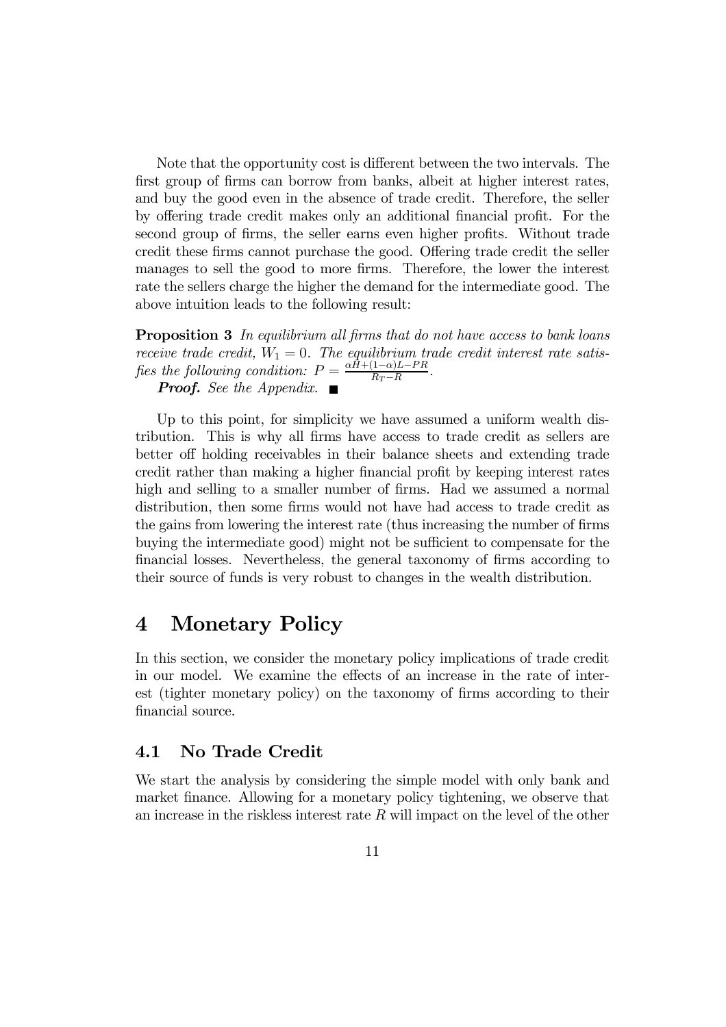Note that the opportunity cost is different between the two intervals. The first group of firms can borrow from banks, albeit at higher interest rates, and buy the good even in the absence of trade credit. Therefore, the seller by offering trade credit makes only an additional financial profit. For the second group of firms, the seller earns even higher profits. Without trade credit these firms cannot purchase the good. Offering trade credit the seller manages to sell the good to more firms. Therefore, the lower the interest rate the sellers charge the higher the demand for the intermediate good. The above intuition leads to the following result:

**Proposition 3** *In equilibrium all firms that do not have access to bank loans receive trade credit, $W_1 = 0$. The equilibrium trade credit interest rate satisfies the following condition: $P = \frac{\alpha H + (1-\alpha)L - PR}{R_T - R}$.*

***Proof.*** *See the Appendix.* ■

Up to this point, for simplicity we have assumed a uniform wealth distribution. This is why all firms have access to trade credit as sellers are better off holding receivables in their balance sheets and extending trade credit rather than making a higher financial profit by keeping interest rates high and selling to a smaller number of firms. Had we assumed a normal distribution, then some firms would not have had access to trade credit as the gains from lowering the interest rate (thus increasing the number of firms buying the intermediate good) might not be sufficient to compensate for the financial losses. Nevertheless, the general taxonomy of firms according to their source of funds is very robust to changes in the wealth distribution.

# 4 Monetary Policy

In this section, we consider the monetary policy implications of trade credit in our model. We examine the effects of an increase in the rate of interest (tighter monetary policy) on the taxonomy of firms according to their financial source.

## 4.1 No Trade Credit

We start the analysis by considering the simple model with only bank and market finance. Allowing for a monetary policy tightening, we observe that an increase in the riskless interest rate $R$ will impact on the level of the other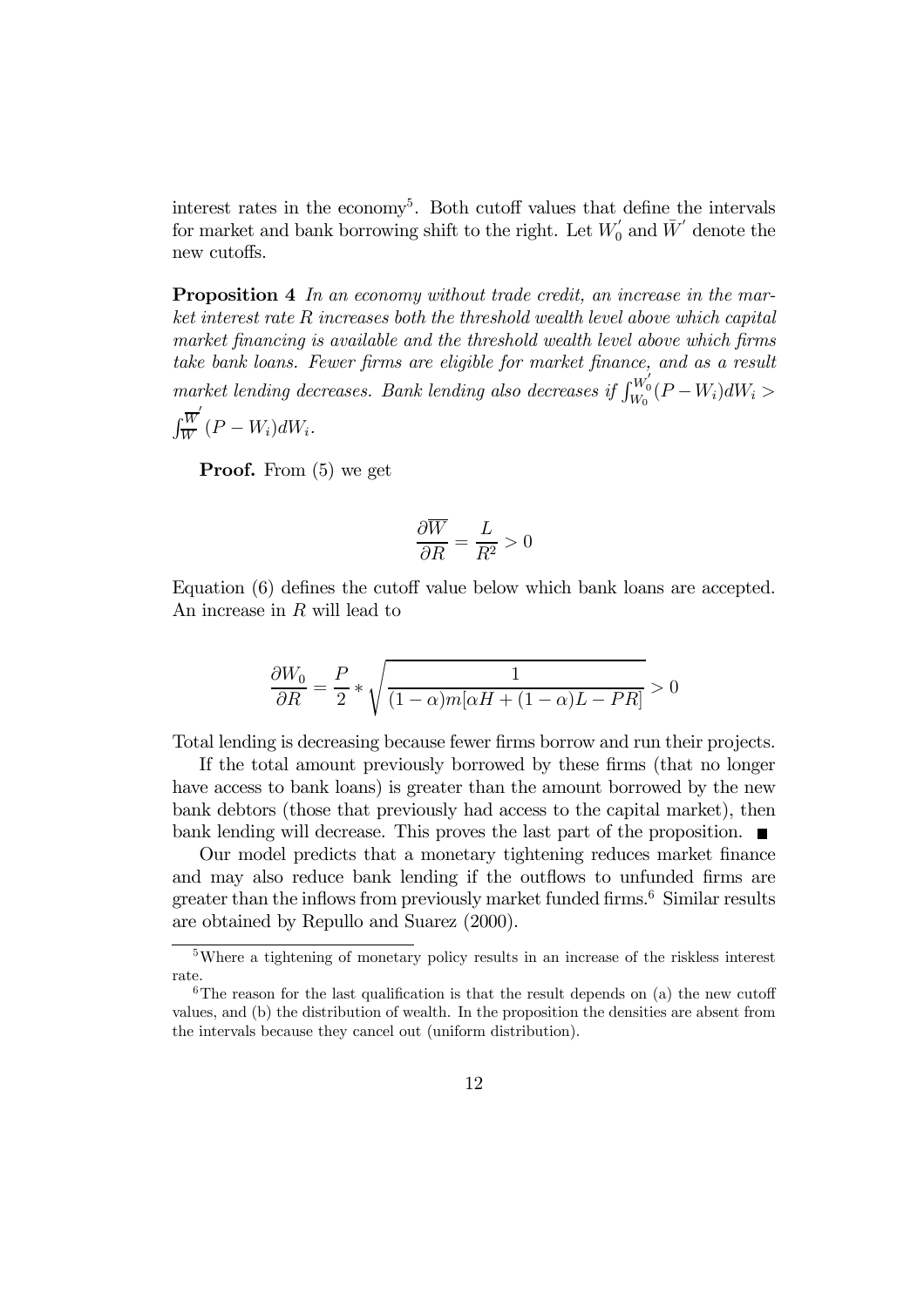interest rates in the economy[5]. Both cutoff values that define the intervals for market and bank borrowing shift to the right. Let $W_0^{'}$ and $\bar{W}^{'}$ denote the new cutoffs.

**Proposition 4** *In an economy without trade credit, an increase in the market interest rate $R$ increases both the threshold wealth level above which capital market financing is available and the threshold wealth level above which firms take bank loans. Fewer firms are eligible for market finance, and as a result market lending decreases. Bank lending also decreases if $\int_{W_0}^{W_0^{'}}(P - W_i)dW_i > \int_{\overline{W}}^{\overline{W}^{'}}(P - W_i)dW_i$.*

**Proof.** From (5) we get

$$\frac{\partial \overline{W}}{\partial R} = \frac{L}{R^2} > 0$$

Equation (6) defines the cutoff value below which bank loans are accepted. An increase in $R$ will lead to

$$\frac{\partial W_0}{\partial R} = \frac{P}{2} * \sqrt{\frac{1}{(1-\alpha)m[\alpha H + (1-\alpha)L - PR]}} > 0$$

Total lending is decreasing because fewer firms borrow and run their projects.

If the total amount previously borrowed by these firms (that no longer have access to bank loans) is greater than the amount borrowed by the new bank debtors (those that previously had access to the capital market), then bank lending will decrease. This proves the last part of the proposition. ■

Our model predicts that a monetary tightening reduces market finance and may also reduce bank lending if the outflows to unfunded firms are greater than the inflows from previously market funded firms.[6] Similar results are obtained by Repullo and Suarez (2000).

---

[5] Where a tightening of monetary policy results in an increase of the riskless interest rate.

[6] The reason for the last qualification is that the result depends on (a) the new cutoff values, and (b) the distribution of wealth. In the proposition the densities are absent from the intervals because they cancel out (uniform distribution).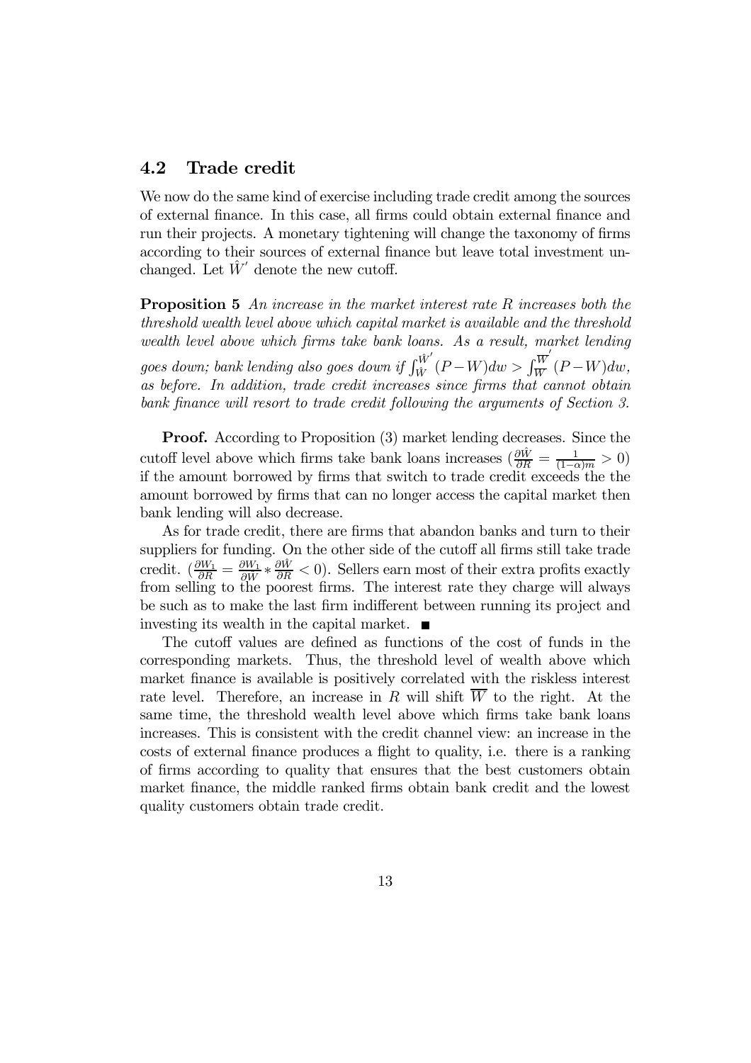### 4.2 Trade credit

We now do the same kind of exercise including trade credit among the sources of external finance. In this case, all firms could obtain external finance and run their projects. A monetary tightening will change the taxonomy of firms according to their sources of external finance but leave total investment unchanged. Let $\hat{W}'$ denote the new cutoff.

**Proposition 5** *An increase in the market interest rate $R$ increases both the threshold wealth level above which capital market is available and the threshold wealth level above which firms take bank loans. As a result, market lending goes down; bank lending also goes down if $\int_{\hat{W}}^{\hat{W}'}(P-W)dw > \int_{\overline{W}}^{\overline{W}'}(P-W)dw$, as before. In addition, trade credit increases since firms that cannot obtain bank finance will resort to trade credit following the arguments of Section 3.*

**Proof.** According to Proposition (3) market lending decreases. Since the cutoff level above which firms take bank loans increases ($\frac{\partial \hat{W}}{\partial R} = \frac{1}{(1-\alpha)m} > 0$) if the amount borrowed by firms that switch to trade credit exceeds the the amount borrowed by firms that can no longer access the capital market then bank lending will also decrease.

As for trade credit, there are firms that abandon banks and turn to their suppliers for funding. On the other side of the cutoff all firms still take trade credit. ($\frac{\partial W_1}{\partial R} = \frac{\partial W_1}{\partial \hat{W}} * \frac{\partial \hat{W}}{\partial R} < 0$). Sellers earn most of their extra profits exactly from selling to the poorest firms. The interest rate they charge will always be such as to make the last firm indifferent between running its project and investing its wealth in the capital market. ■

The cutoff values are defined as functions of the cost of funds in the corresponding markets. Thus, the threshold level of wealth above which market finance is available is positively correlated with the riskless interest rate level. Therefore, an increase in $R$ will shift $\overline{W}$ to the right. At the same time, the threshold wealth level above which firms take bank loans increases. This is consistent with the credit channel view: an increase in the costs of external finance produces a flight to quality, i.e. there is a ranking of firms according to quality that ensures that the best customers obtain market finance, the middle ranked firms obtain bank credit and the lowest quality customers obtain trade credit.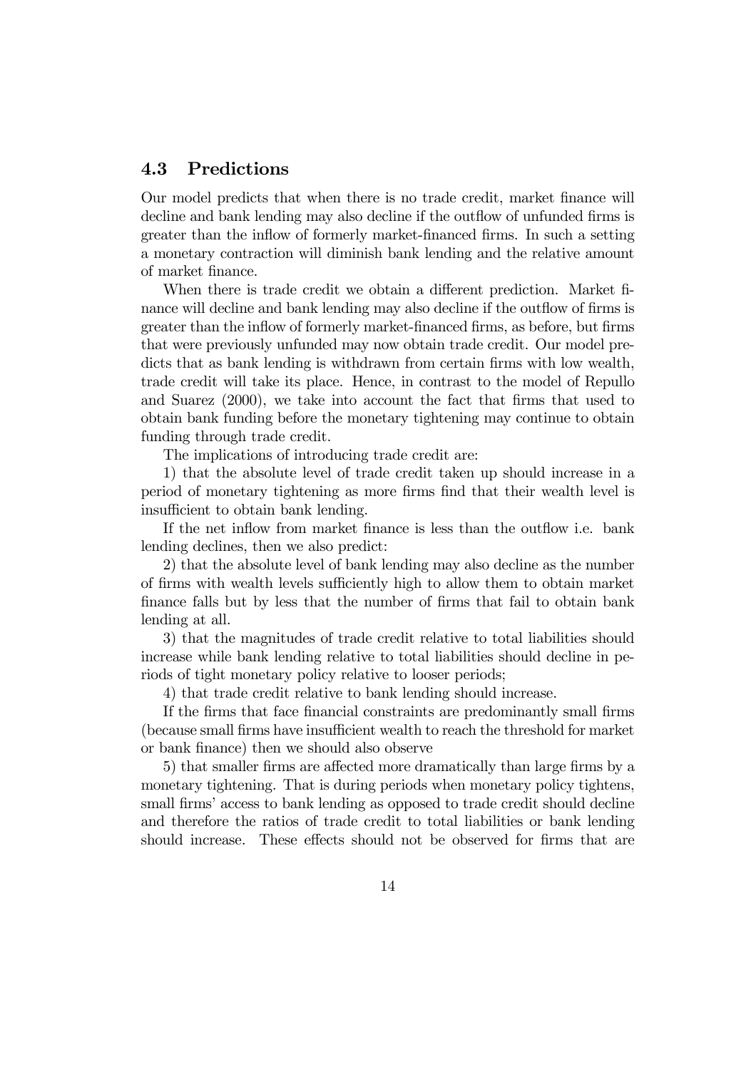### 4.3 Predictions

Our model predicts that when there is no trade credit, market finance will decline and bank lending may also decline if the outflow of unfunded firms is greater than the inflow of formerly market-financed firms. In such a setting a monetary contraction will diminish bank lending and the relative amount of market finance.

When there is trade credit we obtain a different prediction. Market finance will decline and bank lending may also decline if the outflow of firms is greater than the inflow of formerly market-financed firms, as before, but firms that were previously unfunded may now obtain trade credit. Our model predicts that as bank lending is withdrawn from certain firms with low wealth, trade credit will take its place. Hence, in contrast to the model of Repullo and Suarez (2000), we take into account the fact that firms that used to obtain bank funding before the monetary tightening may continue to obtain funding through trade credit.

The implications of introducing trade credit are:

1) that the absolute level of trade credit taken up should increase in a period of monetary tightening as more firms find that their wealth level is insufficient to obtain bank lending.

If the net inflow from market finance is less than the outflow i.e. bank lending declines, then we also predict:

2) that the absolute level of bank lending may also decline as the number of firms with wealth levels sufficiently high to allow them to obtain market finance falls but by less that the number of firms that fail to obtain bank lending at all.

3) that the magnitudes of trade credit relative to total liabilities should increase while bank lending relative to total liabilities should decline in periods of tight monetary policy relative to looser periods;

4) that trade credit relative to bank lending should increase.

If the firms that face financial constraints are predominantly small firms (because small firms have insufficient wealth to reach the threshold for market or bank finance) then we should also observe

5) that smaller firms are affected more dramatically than large firms by a monetary tightening. That is during periods when monetary policy tightens, small firms' access to bank lending as opposed to trade credit should decline and therefore the ratios of trade credit to total liabilities or bank lending should increase. These effects should not be observed for firms that are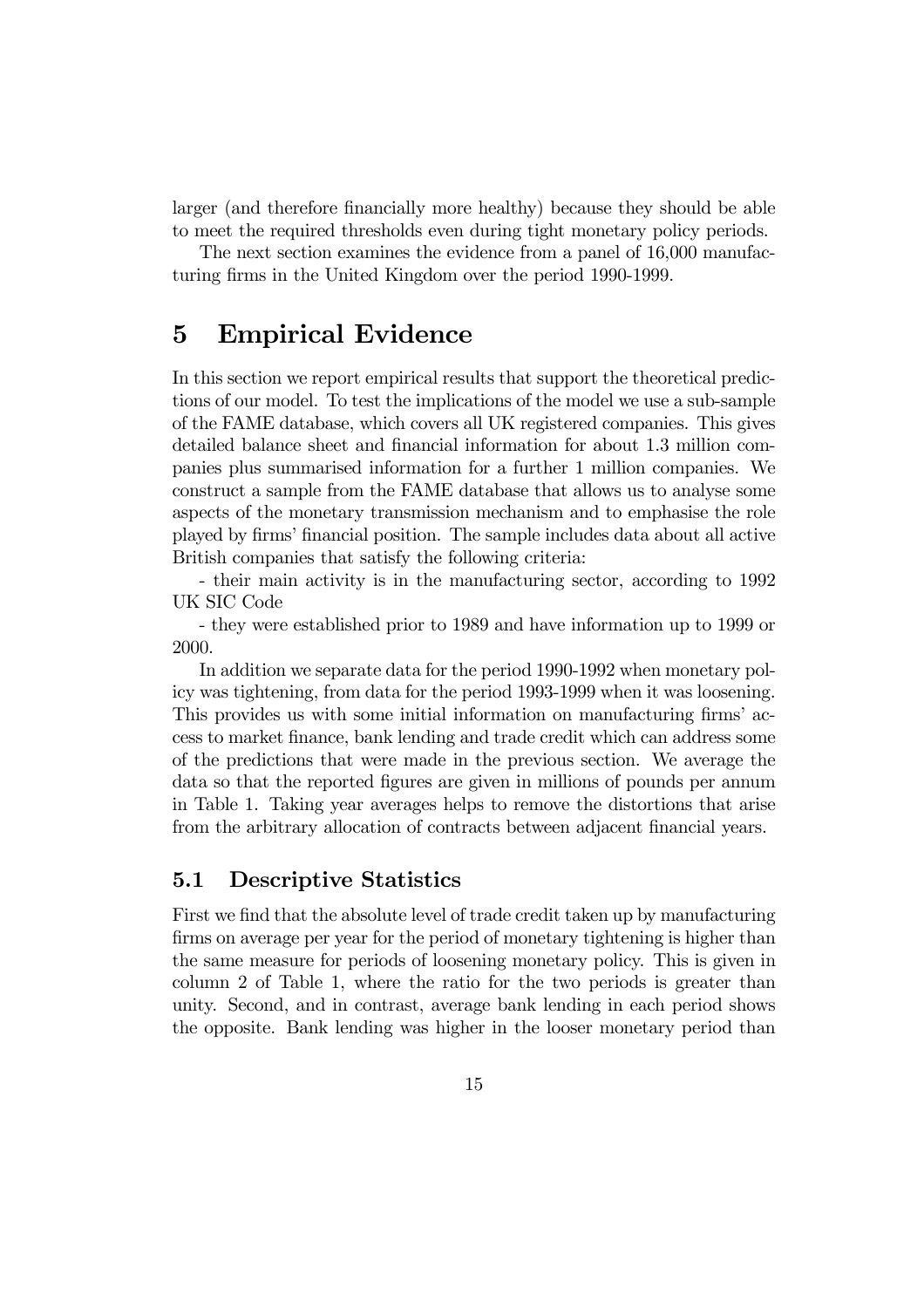larger (and therefore financially more healthy) because they should be able to meet the required thresholds even during tight monetary policy periods.

The next section examines the evidence from a panel of 16,000 manufacturing firms in the United Kingdom over the period 1990-1999.

# 5 Empirical Evidence

In this section we report empirical results that support the theoretical predictions of our model. To test the implications of the model we use a sub-sample of the FAME database, which covers all UK registered companies. This gives detailed balance sheet and financial information for about 1.3 million companies plus summarised information for a further 1 million companies. We construct a sample from the FAME database that allows us to analyse some aspects of the monetary transmission mechanism and to emphasise the role played by firms' financial position. The sample includes data about all active British companies that satisfy the following criteria:

- their main activity is in the manufacturing sector, according to 1992 UK SIC Code

- they were established prior to 1989 and have information up to 1999 or 2000.

In addition we separate data for the period 1990-1992 when monetary policy was tightening, from data for the period 1993-1999 when it was loosening. This provides us with some initial information on manufacturing firms' access to market finance, bank lending and trade credit which can address some of the predictions that were made in the previous section. We average the data so that the reported figures are given in millions of pounds per annum in Table 1. Taking year averages helps to remove the distortions that arise from the arbitrary allocation of contracts between adjacent financial years.

## 5.1 Descriptive Statistics

First we find that the absolute level of trade credit taken up by manufacturing firms on average per year for the period of monetary tightening is higher than the same measure for periods of loosening monetary policy. This is given in column 2 of Table 1, where the ratio for the two periods is greater than unity. Second, and in contrast, average bank lending in each period shows the opposite. Bank lending was higher in the looser monetary period than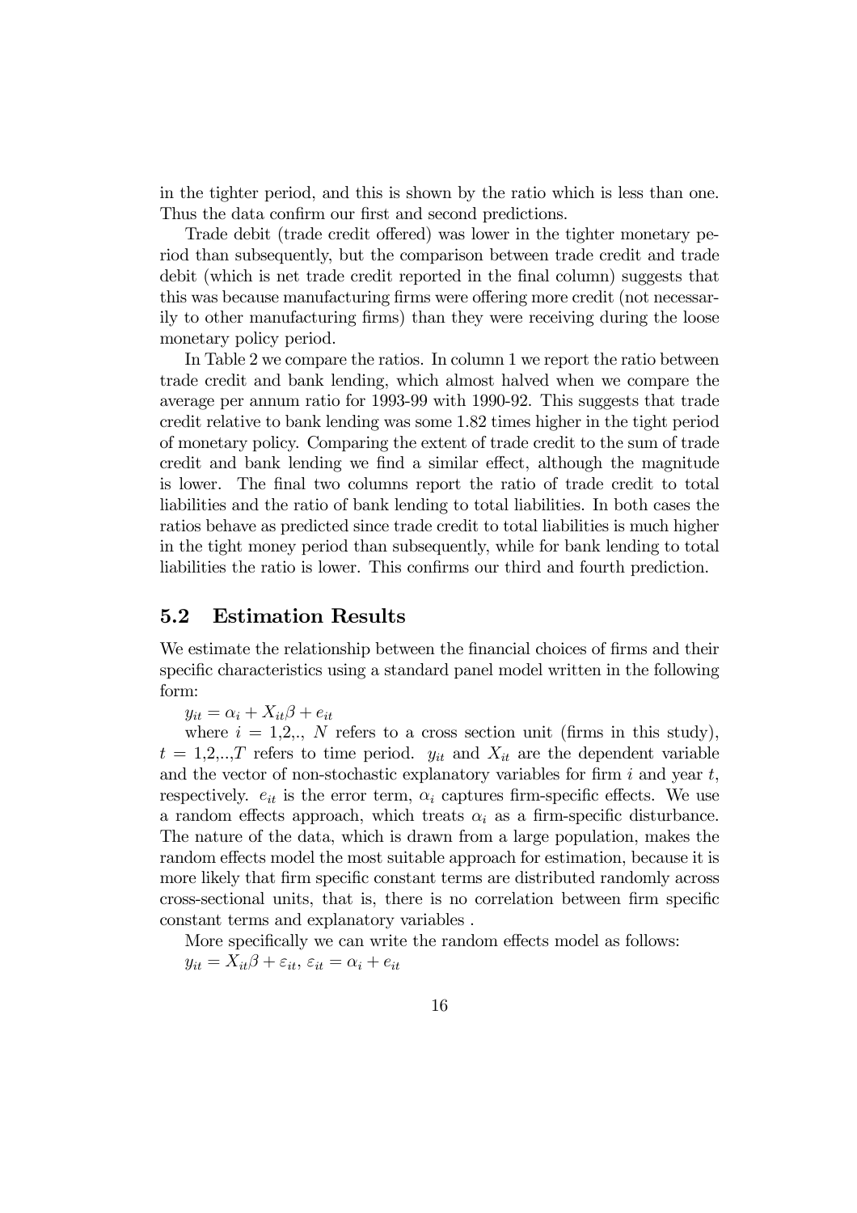in the tighter period, and this is shown by the ratio which is less than one. Thus the data confirm our first and second predictions.

Trade debit (trade credit offered) was lower in the tighter monetary period than subsequently, but the comparison between trade credit and trade debit (which is net trade credit reported in the final column) suggests that this was because manufacturing firms were offering more credit (not necessarily to other manufacturing firms) than they were receiving during the loose monetary policy period.

In Table 2 we compare the ratios. In column 1 we report the ratio between trade credit and bank lending, which almost halved when we compare the average per annum ratio for 1993-99 with 1990-92. This suggests that trade credit relative to bank lending was some 1.82 times higher in the tight period of monetary policy. Comparing the extent of trade credit to the sum of trade credit and bank lending we find a similar effect, although the magnitude is lower. The final two columns report the ratio of trade credit to total liabilities and the ratio of bank lending to total liabilities. In both cases the ratios behave as predicted since trade credit to total liabilities is much higher in the tight money period than subsequently, while for bank lending to total liabilities the ratio is lower. This confirms our third and fourth prediction.

## 5.2 Estimation Results

We estimate the relationship between the financial choices of firms and their specific characteristics using a standard panel model written in the following form:

$y_{it} = \alpha_i + X_{it}\beta + e_{it}$

where $i = 1,2,., N$ refers to a cross section unit (firms in this study), $t = 1,2,..,T$ refers to time period. $y_{it}$ and $X_{it}$ are the dependent variable and the vector of non-stochastic explanatory variables for firm $i$ and year $t$, respectively. $e_{it}$ is the error term, $\alpha_i$ captures firm-specific effects. We use a random effects approach, which treats $\alpha_i$ as a firm-specific disturbance. The nature of the data, which is drawn from a large population, makes the random effects model the most suitable approach for estimation, because it is more likely that firm specific constant terms are distributed randomly across cross-sectional units, that is, there is no correlation between firm specific constant terms and explanatory variables .

More specifically we can write the random effects model as follows:

$y_{it} = X_{it}\beta + \varepsilon_{it}$, $\varepsilon_{it} = \alpha_i + e_{it}$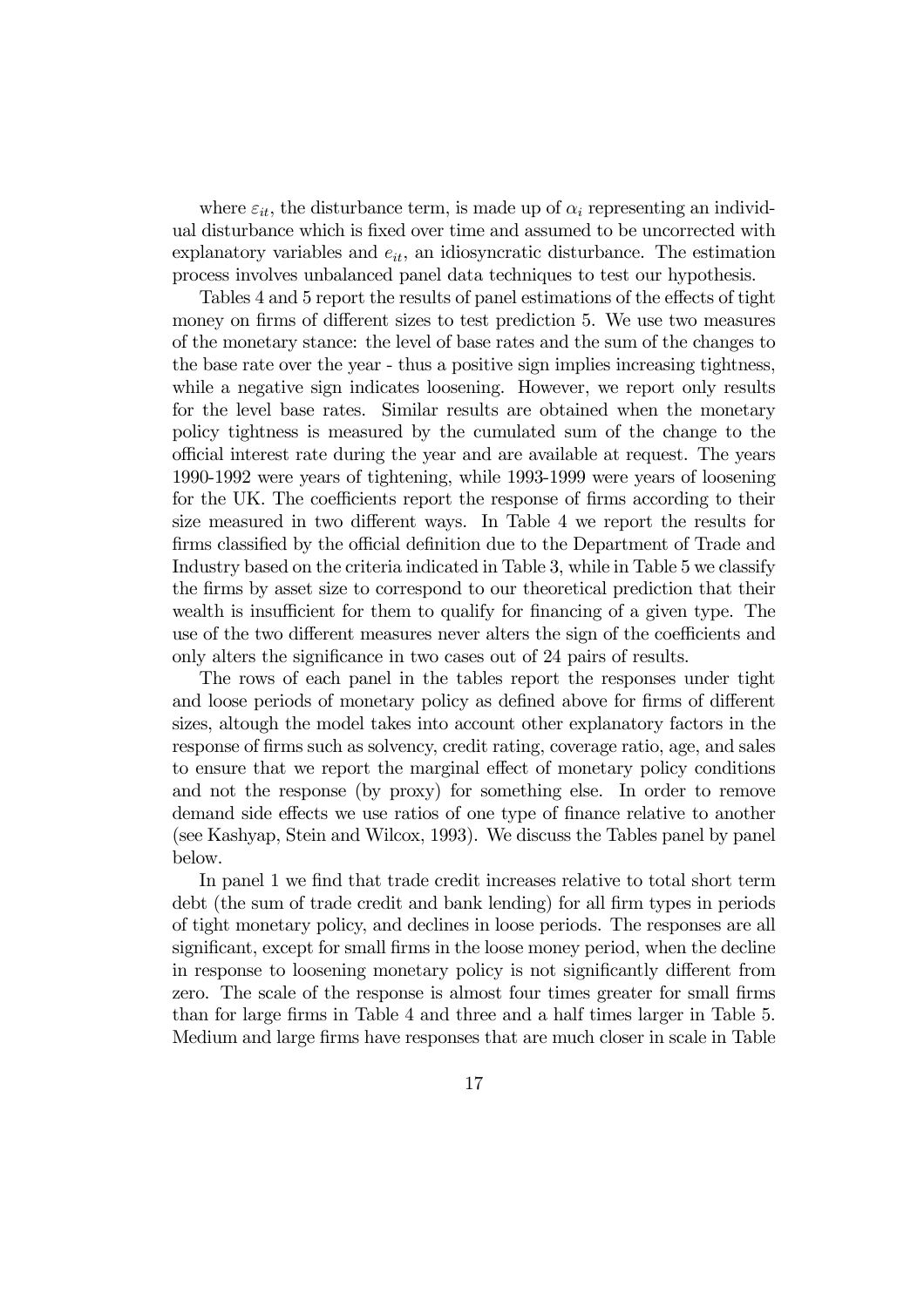where $\varepsilon_{it}$, the disturbance term, is made up of $\alpha_i$ representing an individual disturbance which is fixed over time and assumed to be uncorrected with explanatory variables and $e_{it}$, an idiosyncratic disturbance. The estimation process involves unbalanced panel data techniques to test our hypothesis.

Tables 4 and 5 report the results of panel estimations of the effects of tight money on firms of different sizes to test prediction 5. We use two measures of the monetary stance: the level of base rates and the sum of the changes to the base rate over the year - thus a positive sign implies increasing tightness, while a negative sign indicates loosening. However, we report only results for the level base rates. Similar results are obtained when the monetary policy tightness is measured by the cumulated sum of the change to the official interest rate during the year and are available at request. The years 1990-1992 were years of tightening, while 1993-1999 were years of loosening for the UK. The coefficients report the response of firms according to their size measured in two different ways. In Table 4 we report the results for firms classified by the official definition due to the Department of Trade and Industry based on the criteria indicated in Table 3, while in Table 5 we classify the firms by asset size to correspond to our theoretical prediction that their wealth is insufficient for them to qualify for financing of a given type. The use of the two different measures never alters the sign of the coefficients and only alters the significance in two cases out of 24 pairs of results.

The rows of each panel in the tables report the responses under tight and loose periods of monetary policy as defined above for firms of different sizes, altough the model takes into account other explanatory factors in the response of firms such as solvency, credit rating, coverage ratio, age, and sales to ensure that we report the marginal effect of monetary policy conditions and not the response (by proxy) for something else. In order to remove demand side effects we use ratios of one type of finance relative to another (see Kashyap, Stein and Wilcox, 1993). We discuss the Tables panel by panel below.

In panel 1 we find that trade credit increases relative to total short term debt (the sum of trade credit and bank lending) for all firm types in periods of tight monetary policy, and declines in loose periods. The responses are all significant, except for small firms in the loose money period, when the decline in response to loosening monetary policy is not significantly different from zero. The scale of the response is almost four times greater for small firms than for large firms in Table 4 and three and a half times larger in Table 5. Medium and large firms have responses that are much closer in scale in Table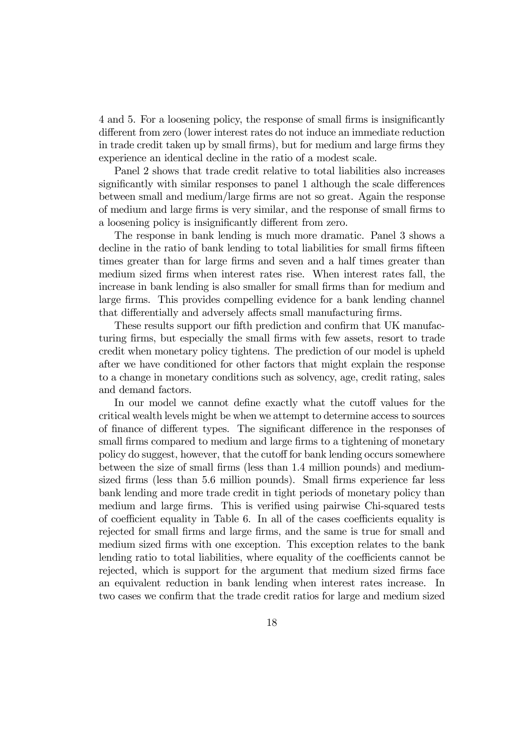4 and 5. For a loosening policy, the response of small firms is insignificantly different from zero (lower interest rates do not induce an immediate reduction in trade credit taken up by small firms), but for medium and large firms they experience an identical decline in the ratio of a modest scale.

Panel 2 shows that trade credit relative to total liabilities also increases significantly with similar responses to panel 1 although the scale differences between small and medium/large firms are not so great. Again the response of medium and large firms is very similar, and the response of small firms to a loosening policy is insignificantly different from zero.

The response in bank lending is much more dramatic. Panel 3 shows a decline in the ratio of bank lending to total liabilities for small firms fifteen times greater than for large firms and seven and a half times greater than medium sized firms when interest rates rise. When interest rates fall, the increase in bank lending is also smaller for small firms than for medium and large firms. This provides compelling evidence for a bank lending channel that differentially and adversely affects small manufacturing firms.

These results support our fifth prediction and confirm that UK manufacturing firms, but especially the small firms with few assets, resort to trade credit when monetary policy tightens. The prediction of our model is upheld after we have conditioned for other factors that might explain the response to a change in monetary conditions such as solvency, age, credit rating, sales and demand factors.

In our model we cannot define exactly what the cutoff values for the critical wealth levels might be when we attempt to determine access to sources of finance of different types. The significant difference in the responses of small firms compared to medium and large firms to a tightening of monetary policy do suggest, however, that the cutoff for bank lending occurs somewhere between the size of small firms (less than 1.4 million pounds) and medium-sized firms (less than 5.6 million pounds). Small firms experience far less bank lending and more trade credit in tight periods of monetary policy than medium and large firms. This is verified using pairwise Chi-squared tests of coefficient equality in Table 6. In all of the cases coefficients equality is rejected for small firms and large firms, and the same is true for small and medium sized firms with one exception. This exception relates to the bank lending ratio to total liabilities, where equality of the coefficients cannot be rejected, which is support for the argument that medium sized firms face an equivalent reduction in bank lending when interest rates increase. In two cases we confirm that the trade credit ratios for large and medium sized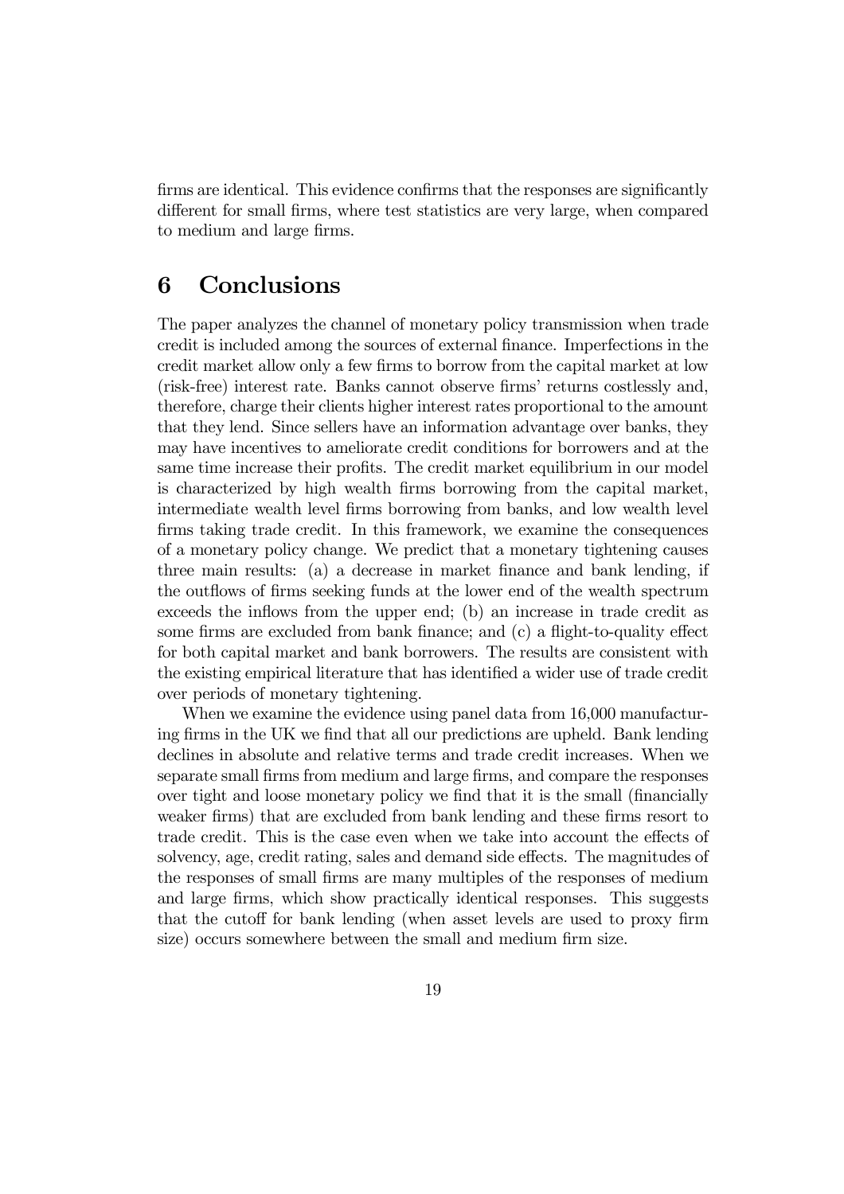firms are identical. This evidence confirms that the responses are significantly different for small firms, where test statistics are very large, when compared to medium and large firms.

# 6 Conclusions

The paper analyzes the channel of monetary policy transmission when trade credit is included among the sources of external finance. Imperfections in the credit market allow only a few firms to borrow from the capital market at low (risk-free) interest rate. Banks cannot observe firms' returns costlessly and, therefore, charge their clients higher interest rates proportional to the amount that they lend. Since sellers have an information advantage over banks, they may have incentives to ameliorate credit conditions for borrowers and at the same time increase their profits. The credit market equilibrium in our model is characterized by high wealth firms borrowing from the capital market, intermediate wealth level firms borrowing from banks, and low wealth level firms taking trade credit. In this framework, we examine the consequences of a monetary policy change. We predict that a monetary tightening causes three main results: (a) a decrease in market finance and bank lending, if the outflows of firms seeking funds at the lower end of the wealth spectrum exceeds the inflows from the upper end; (b) an increase in trade credit as some firms are excluded from bank finance; and (c) a flight-to-quality effect for both capital market and bank borrowers. The results are consistent with the existing empirical literature that has identified a wider use of trade credit over periods of monetary tightening.

When we examine the evidence using panel data from 16,000 manufacturing firms in the UK we find that all our predictions are upheld. Bank lending declines in absolute and relative terms and trade credit increases. When we separate small firms from medium and large firms, and compare the responses over tight and loose monetary policy we find that it is the small (financially weaker firms) that are excluded from bank lending and these firms resort to trade credit. This is the case even when we take into account the effects of solvency, age, credit rating, sales and demand side effects. The magnitudes of the responses of small firms are many multiples of the responses of medium and large firms, which show practically identical responses. This suggests that the cutoff for bank lending (when asset levels are used to proxy firm size) occurs somewhere between the small and medium firm size.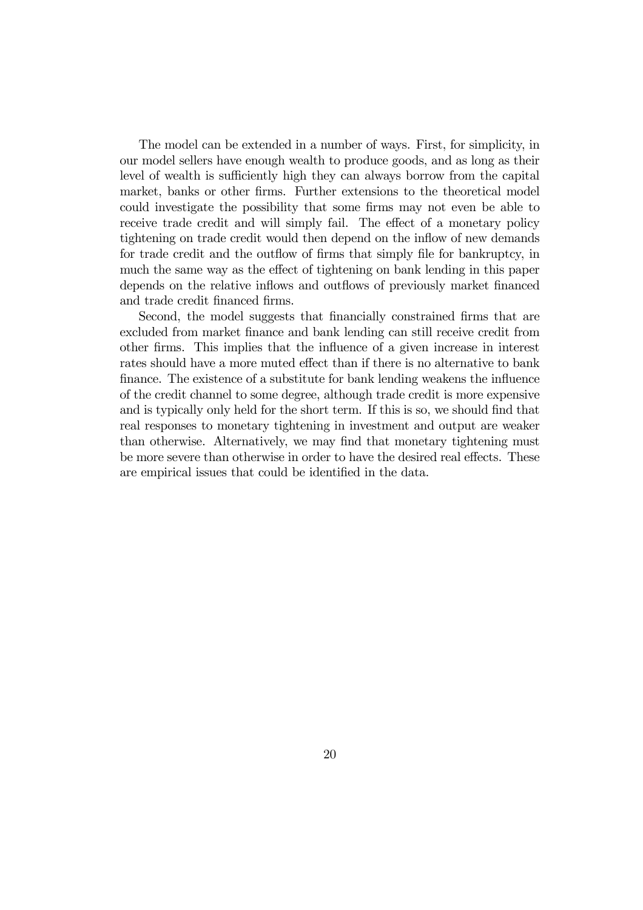The model can be extended in a number of ways. First, for simplicity, in our model sellers have enough wealth to produce goods, and as long as their level of wealth is sufficiently high they can always borrow from the capital market, banks or other firms. Further extensions to the theoretical model could investigate the possibility that some firms may not even be able to receive trade credit and will simply fail. The effect of a monetary policy tightening on trade credit would then depend on the inflow of new demands for trade credit and the outflow of firms that simply file for bankruptcy, in much the same way as the effect of tightening on bank lending in this paper depends on the relative inflows and outflows of previously market financed and trade credit financed firms.

Second, the model suggests that financially constrained firms that are excluded from market finance and bank lending can still receive credit from other firms. This implies that the influence of a given increase in interest rates should have a more muted effect than if there is no alternative to bank finance. The existence of a substitute for bank lending weakens the influence of the credit channel to some degree, although trade credit is more expensive and is typically only held for the short term. If this is so, we should find that real responses to monetary tightening in investment and output are weaker than otherwise. Alternatively, we may find that monetary tightening must be more severe than otherwise in order to have the desired real effects. These are empirical issues that could be identified in the data.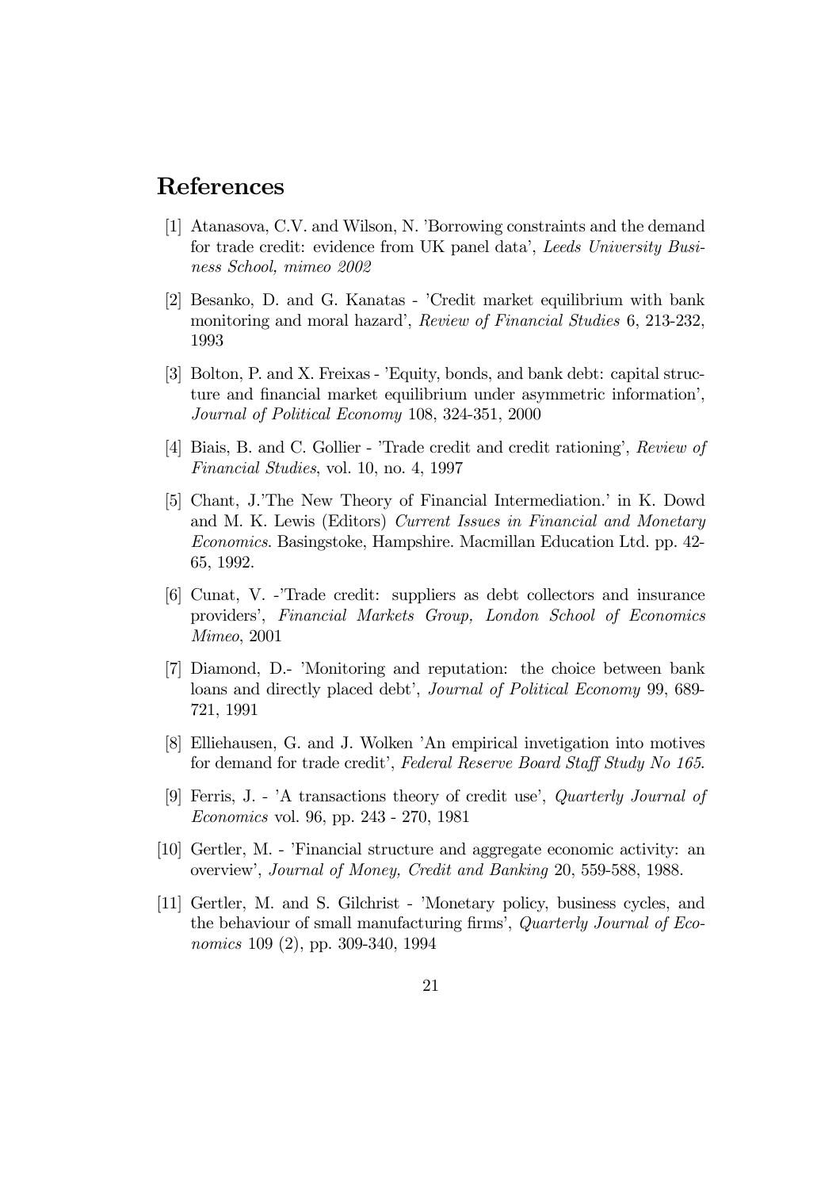## References

[1] Atanasova, C.V. and Wilson, N. 'Borrowing constraints and the demand for trade credit: evidence from UK panel data', *Leeds University Business School, mimeo 2002*

[2] Besanko, D. and G. Kanatas - 'Credit market equilibrium with bank monitoring and moral hazard', *Review of Financial Studies* 6, 213-232, 1993

[3] Bolton, P. and X. Freixas - 'Equity, bonds, and bank debt: capital structure and financial market equilibrium under asymmetric information', *Journal of Political Economy* 108, 324-351, 2000

[4] Biais, B. and C. Gollier - 'Trade credit and credit rationing', *Review of Financial Studies*, vol. 10, no. 4, 1997

[5] Chant, J.'The New Theory of Financial Intermediation.' in K. Dowd and M. K. Lewis (Editors) *Current Issues in Financial and Monetary Economics*. Basingstoke, Hampshire. Macmillan Education Ltd. pp. 42-65, 1992.

[6] Cunat, V. -'Trade credit: suppliers as debt collectors and insurance providers', *Financial Markets Group, London School of Economics Mimeo*, 2001

[7] Diamond, D.- 'Monitoring and reputation: the choice between bank loans and directly placed debt', *Journal of Political Economy* 99, 689-721, 1991

[8] Elliehausen, G. and J. Wolken 'An empirical invetigation into motives for demand for trade credit', *Federal Reserve Board Staff Study No 165.*

[9] Ferris, J. - 'A transactions theory of credit use', *Quarterly Journal of Economics* vol. 96, pp. 243 - 270, 1981

[10] Gertler, M. - 'Financial structure and aggregate economic activity: an overview', *Journal of Money, Credit and Banking* 20, 559-588, 1988.

[11] Gertler, M. and S. Gilchrist - 'Monetary policy, business cycles, and the behaviour of small manufacturing firms', *Quarterly Journal of Economics* 109 (2), pp. 309-340, 1994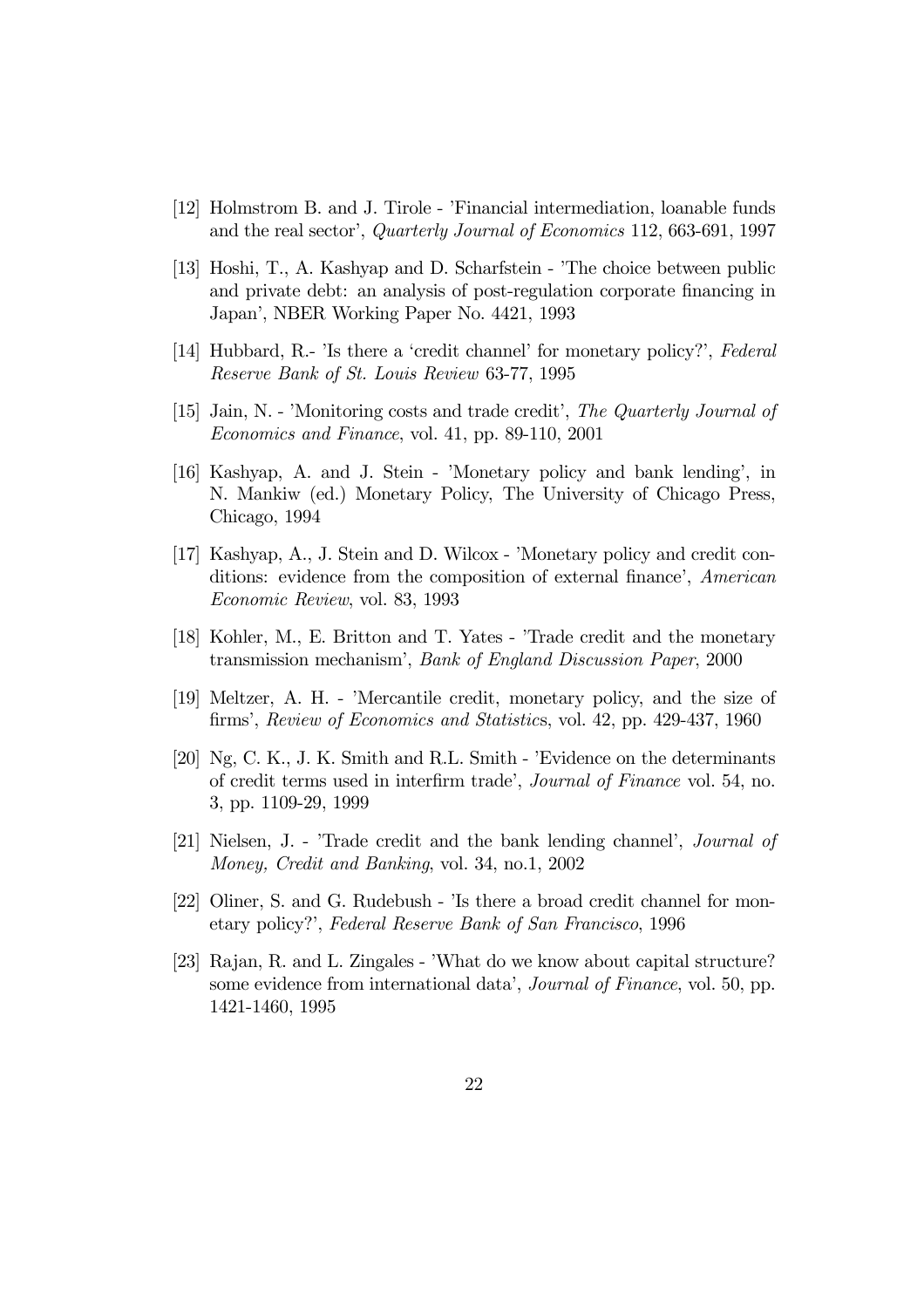[12] Holmstrom B. and J. Tirole - 'Financial intermediation, loanable funds and the real sector', *Quarterly Journal of Economics* 112, 663-691, 1997

[13] Hoshi, T., A. Kashyap and D. Scharfstein - 'The choice between public and private debt: an analysis of post-regulation corporate financing in Japan', NBER Working Paper No. 4421, 1993

[14] Hubbard, R.- 'Is there a 'credit channel' for monetary policy?', *Federal Reserve Bank of St. Louis Review* 63-77, 1995

[15] Jain, N. - 'Monitoring costs and trade credit', *The Quarterly Journal of Economics and Finance*, vol. 41, pp. 89-110, 2001

[16] Kashyap, A. and J. Stein - 'Monetary policy and bank lending', in N. Mankiw (ed.) Monetary Policy, The University of Chicago Press, Chicago, 1994

[17] Kashyap, A., J. Stein and D. Wilcox - 'Monetary policy and credit conditions: evidence from the composition of external finance', *American Economic Review*, vol. 83, 1993

[18] Kohler, M., E. Britton and T. Yates - 'Trade credit and the monetary transmission mechanism', *Bank of England Discussion Paper*, 2000

[19] Meltzer, A. H. - 'Mercantile credit, monetary policy, and the size of firms', *Review of Economics and Statistics*, vol. 42, pp. 429-437, 1960

[20] Ng, C. K., J. K. Smith and R.L. Smith - 'Evidence on the determinants of credit terms used in interfirm trade', *Journal of Finance* vol. 54, no. 3, pp. 1109-29, 1999

[21] Nielsen, J. - 'Trade credit and the bank lending channel', *Journal of Money, Credit and Banking*, vol. 34, no.1, 2002

[22] Oliner, S. and G. Rudebush - 'Is there a broad credit channel for monetary policy?', *Federal Reserve Bank of San Francisco*, 1996

[23] Rajan, R. and L. Zingales - 'What do we know about capital structure? some evidence from international data', *Journal of Finance*, vol. 50, pp. 1421-1460, 1995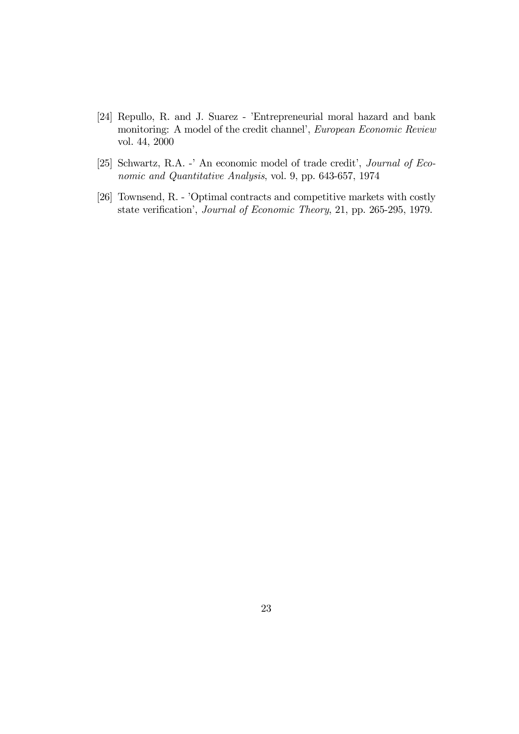[24] Repullo, R. and J. Suarez - 'Entrepreneurial moral hazard and bank monitoring: A model of the credit channel', *European Economic Review* vol. 44, 2000

[25] Schwartz, R.A. -' An economic model of trade credit', *Journal of Economic and Quantitative Analysis*, vol. 9, pp. 643-657, 1974

[26] Townsend, R. - 'Optimal contracts and competitive markets with costly state verification', *Journal of Economic Theory*, 21, pp. 265-295, 1979.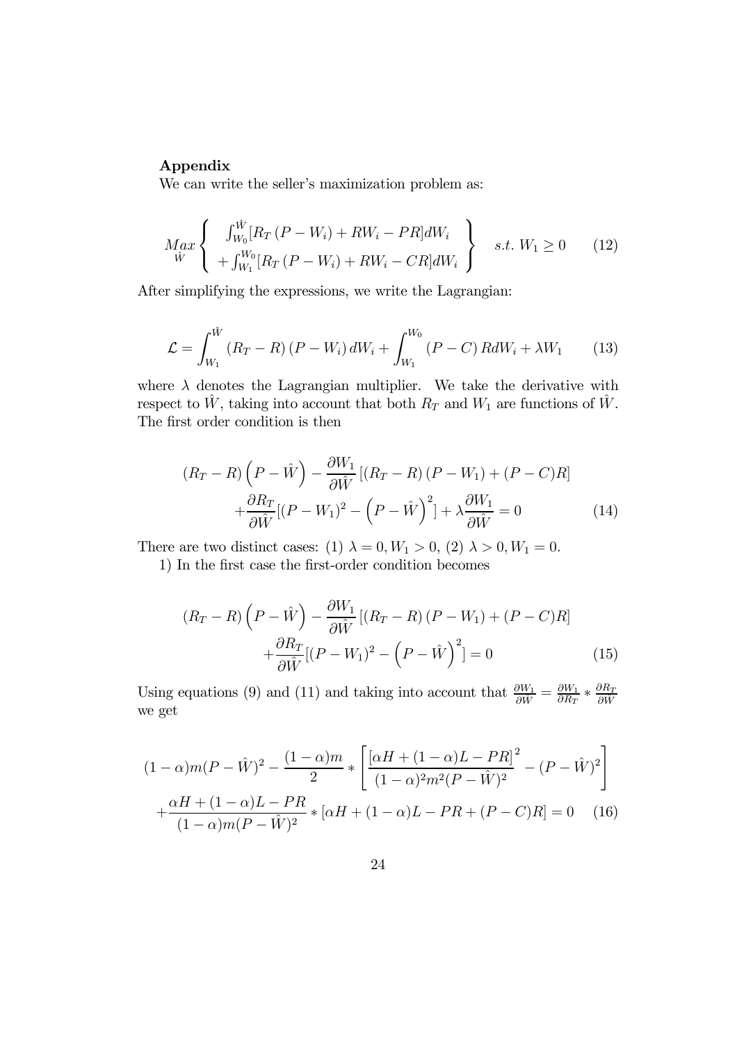**Appendix**

We can write the seller's maximization problem as:

$$\underset{\hat{W}}{Max}\left\{\begin{array}{c}\int_{W_0}^{\hat{W}}[R_T\left(P-W_i\right)+RW_i-PR]dW_i \\ +\int_{W_1}^{W_0}[R_T\left(P-W_i\right)+RW_i-CR]dW_i\end{array}\right\} \quad s.t.\ W_1 \geq 0 \qquad (12)$$

After simplifying the expressions, we write the Lagrangian:

$$\mathcal{L}=\int_{W_1}^{\hat{W}}\left(R_T-R\right)\left(P-W_i\right)dW_i+\int_{W_1}^{W_0}\left(P-C\right)RdW_i+\lambda W_1 \qquad (13)$$

where $\lambda$ denotes the Lagrangian multiplier. We take the derivative with respect to $\hat{W}$, taking into account that both $R_T$ and $W_1$ are functions of $\hat{W}$. The first order condition is then

$$\begin{aligned}\left(R_T-R\right)\left(P-\hat{W}\right)-\frac{\partial W_1}{\partial \hat{W}}\left[\left(R_T-R\right)\left(P-W_1\right)+(P-C)R\right] \\ +\frac{\partial R_T}{\partial \hat{W}}[(P-W_1)^2-\left(P-\hat{W}\right)^2]+\lambda\frac{\partial W_1}{\partial \hat{W}}=0\end{aligned} \qquad (14)$$

There are two distinct cases: (1) $\lambda=0, W_1>0$, (2) $\lambda>0, W_1=0$.

1) In the first case the first-order condition becomes

$$\begin{aligned}\left(R_T-R\right)\left(P-\hat{W}\right)-\frac{\partial W_1}{\partial \hat{W}}\left[\left(R_T-R\right)\left(P-W_1\right)+(P-C)R\right] \\ +\frac{\partial R_T}{\partial \hat{W}}[(P-W_1)^2-\left(P-\hat{W}\right)^2]=0\end{aligned} \qquad (15)$$

Using equations (9) and (11) and taking into account that $\frac{\partial W_1}{\partial \hat{W}}=\frac{\partial W_1}{\partial R_T}*\frac{\partial R_T}{\partial \hat{W}}$ we get

$$\begin{aligned}(1-\alpha)m(P-\hat{W})^2-\frac{(1-\alpha)m}{2}*\left[\frac{\left[\alpha H+(1-\alpha)L-PR\right]^2}{(1-\alpha)^2m^2(P-\hat{W})^2}-(P-\hat{W})^2\right] \\ +\frac{\alpha H+(1-\alpha)L-PR}{(1-\alpha)m(P-\hat{W})^2}*\left[\alpha H+(1-\alpha)L-PR+(P-C)R\right]=0\end{aligned} \qquad (16)$$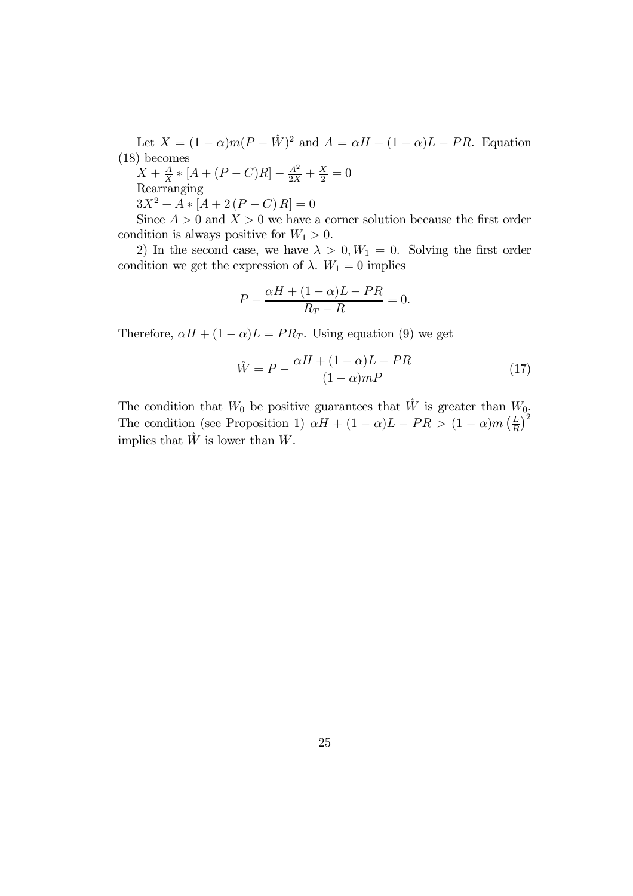Let $X = (1-\alpha)m(P-\hat{W})^2$ and $A = \alpha H + (1-\alpha)L - PR$. Equation (18) becomes

$X + \frac{A}{X} * [A + (P-C)R] - \frac{A^2}{2X} + \frac{X}{2} = 0$

Rearranging

$3X^2 + A * [A + 2(P-C)R] = 0$

Since $A > 0$ and $X > 0$ we have a corner solution because the first order condition is always positive for $W_1 > 0$.

2) In the second case, we have $\lambda > 0, W_1 = 0$. Solving the first order condition we get the expression of $\lambda$. $W_1 = 0$ implies

$$P - \frac{\alpha H + (1-\alpha)L - PR}{R_T - R} = 0.$$

Therefore, $\alpha H + (1-\alpha)L = PR_T$. Using equation (9) we get

$$\hat{W} = P - \frac{\alpha H + (1-\alpha)L - PR}{(1-\alpha)mP} \tag{17}$$

The condition that $W_0$ be positive guarantees that $\hat{W}$ is greater than $W_0$. The condition (see Proposition 1) $\alpha H + (1-\alpha)L - PR > (1-\alpha)m\left(\frac{L}{R}\right)^2$ implies that $\hat{W}$ is lower than $\bar{W}$.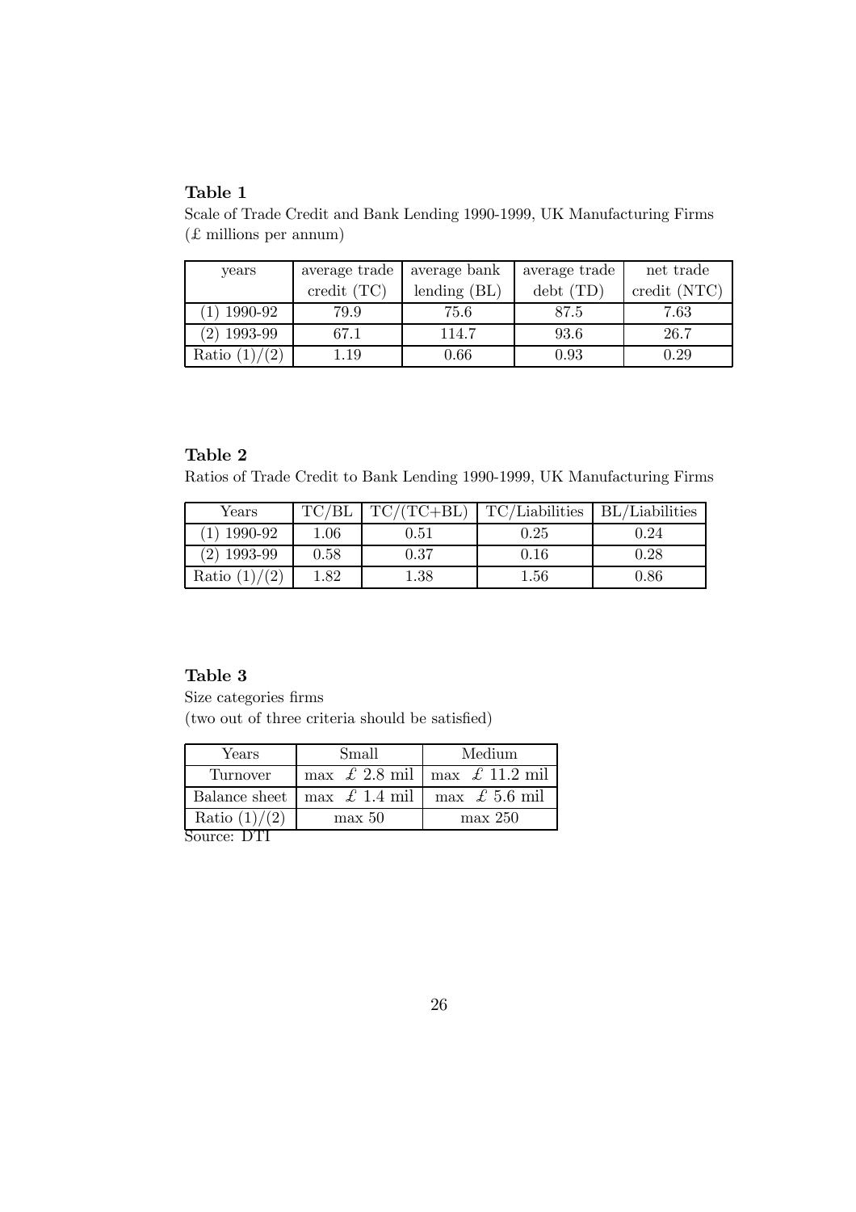**Table 1**

Scale of Trade Credit and Bank Lending 1990-1999, UK Manufacturing Firms (£ millions per annum)

| years | average trade credit (TC) | average bank lending (BL) | average trade debt (TD) | net trade credit (NTC) |
|---|---|---|---|---|
| (1) 1990-92 | 79.9 | 75.6 | 87.5 | 7.63 |
| (2) 1993-99 | 67.1 | 114.7 | 93.6 | 26.7 |
| Ratio (1)/(2) | 1.19 | 0.66 | 0.93 | 0.29 |

**Table 2**

Ratios of Trade Credit to Bank Lending 1990-1999, UK Manufacturing Firms

| Years | TC/BL | TC/(TC+BL) | TC/Liabilities | BL/Liabilities |
|---|---|---|---|---|
| (1) 1990-92 | 1.06 | 0.51 | 0.25 | 0.24 |
| (2) 1993-99 | 0.58 | 0.37 | 0.16 | 0.28 |
| Ratio (1)/(2) | 1.82 | 1.38 | 1.56 | 0.86 |

**Table 3**

Size categories firms

(two out of three criteria should be satisfied)

| Years | Small | Medium |
|---|---|---|
| Turnover | max £ 2.8 mil | max £ 11.2 mil |
| Balance sheet | max £ 1.4 mil | max £ 5.6 mil |
| Ratio (1)/(2) | max 50 | max 250 |

Source: DTI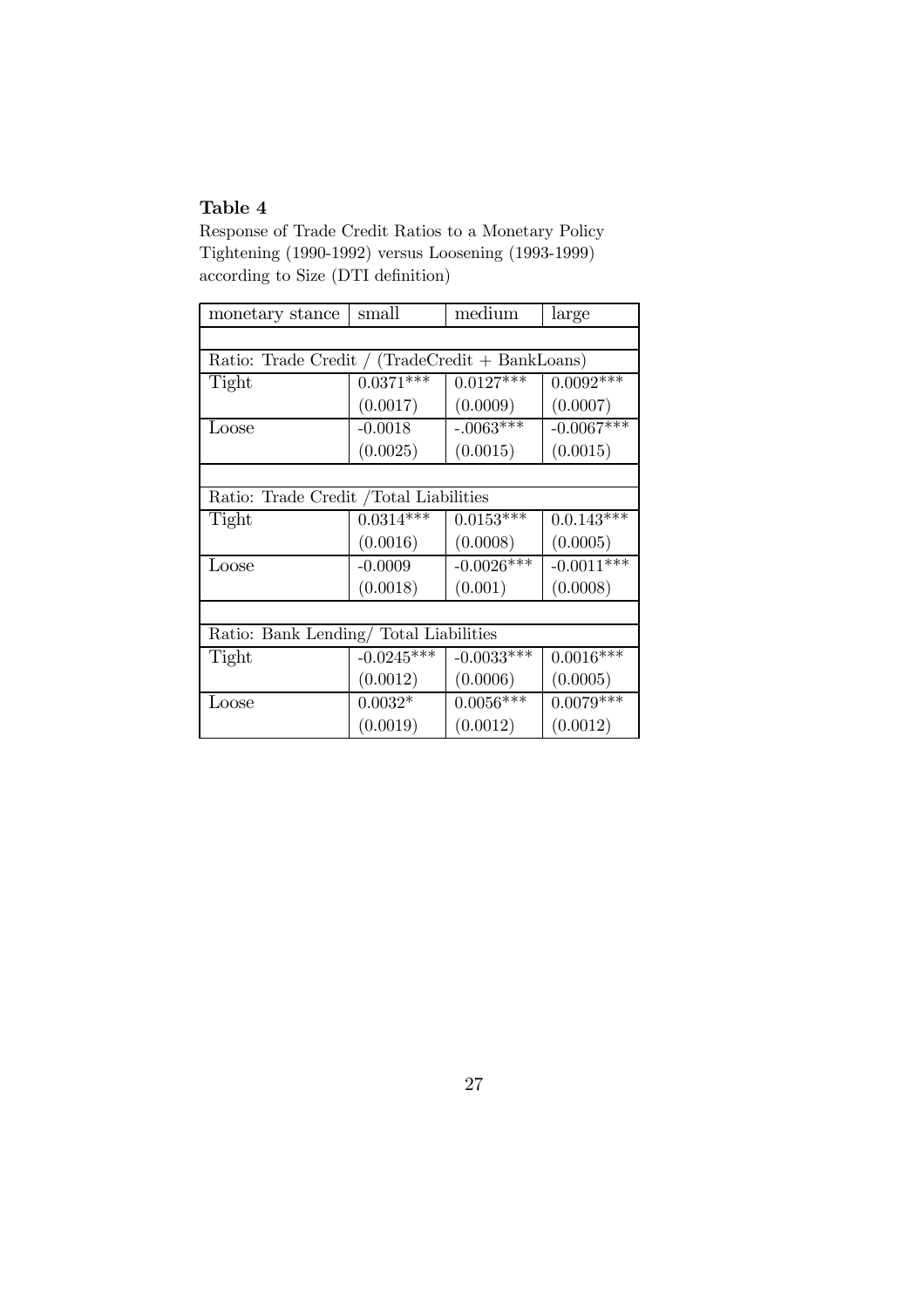**Table 4**

Response of Trade Credit Ratios to a Monetary Policy Tightening (1990-1992) versus Loosening (1993-1999) according to Size (DTI definition)

| monetary stance | small | medium | large |
|---|---|---|---|
| | | | |
| Ratio: Trade Credit / (TradeCredit + BankLoans) | | | |
| Tight | 0.0371*** | 0.0127*** | 0.0092*** |
| | (0.0017) | (0.0009) | (0.0007) |
| Loose | -0.0018 | -.0063*** | -0.0067*** |
| | (0.0025) | (0.0015) | (0.0015) |
| | | | |
| Ratio: Trade Credit /Total Liabilities | | | |
| Tight | 0.0314*** | 0.0153*** | 0.0.143*** |
| | (0.0016) | (0.0008) | (0.0005) |
| Loose | -0.0009 | -0.0026*** | -0.0011*** |
| | (0.0018) | (0.001) | (0.0008) |
| | | | |
| Ratio: Bank Lending/ Total Liabilities | | | |
| Tight | -0.0245*** | -0.0033*** | 0.0016*** |
| | (0.0012) | (0.0006) | (0.0005) |
| Loose | 0.0032* | 0.0056*** | 0.0079*** |
| | (0.0019) | (0.0012) | (0.0012) |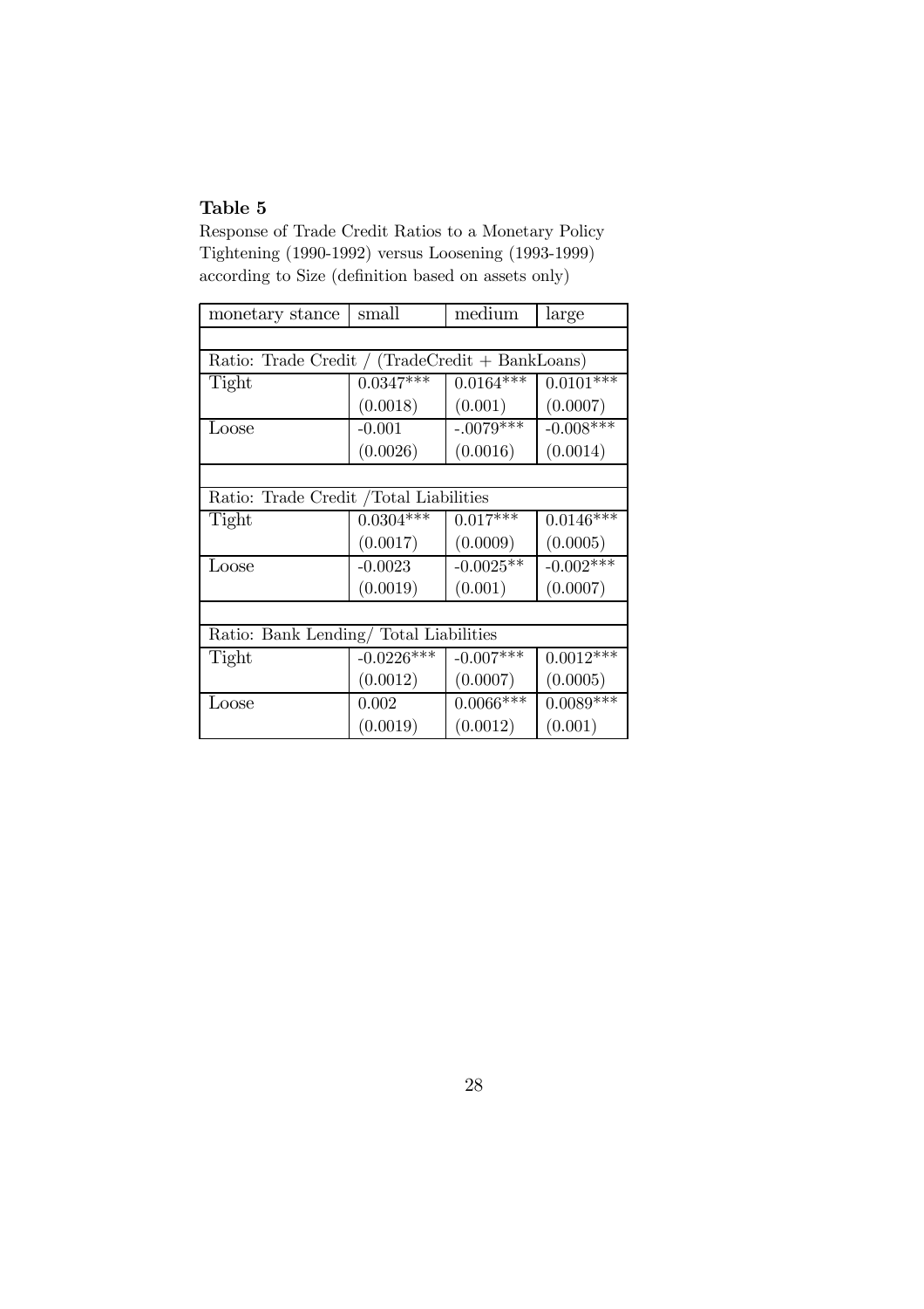**Table 5**

Response of Trade Credit Ratios to a Monetary Policy Tightening (1990-1992) versus Loosening (1993-1999) according to Size (definition based on assets only)

| monetary stance | small | medium | large |
|---|---|---|---|
| | | | |
| Ratio: Trade Credit / (TradeCredit + BankLoans) | | | |
| Tight | 0.0347*** | 0.0164*** | 0.0101*** |
| | (0.0018) | (0.001) | (0.0007) |
| Loose | -0.001 | -.0079*** | -0.008*** |
| | (0.0026) | (0.0016) | (0.0014) |
| | | | |
| Ratio: Trade Credit /Total Liabilities | | | |
| Tight | 0.0304*** | 0.017*** | 0.0146*** |
| | (0.0017) | (0.0009) | (0.0005) |
| Loose | -0.0023 | -0.0025** | -0.002*** |
| | (0.0019) | (0.001) | (0.0007) |
| | | | |
| Ratio: Bank Lending/ Total Liabilities | | | |
| Tight | -0.0226*** | -0.007*** | 0.0012*** |
| | (0.0012) | (0.0007) | (0.0005) |
| Loose | 0.002 | 0.0066*** | 0.0089*** |
| | (0.0019) | (0.0012) | (0.001) |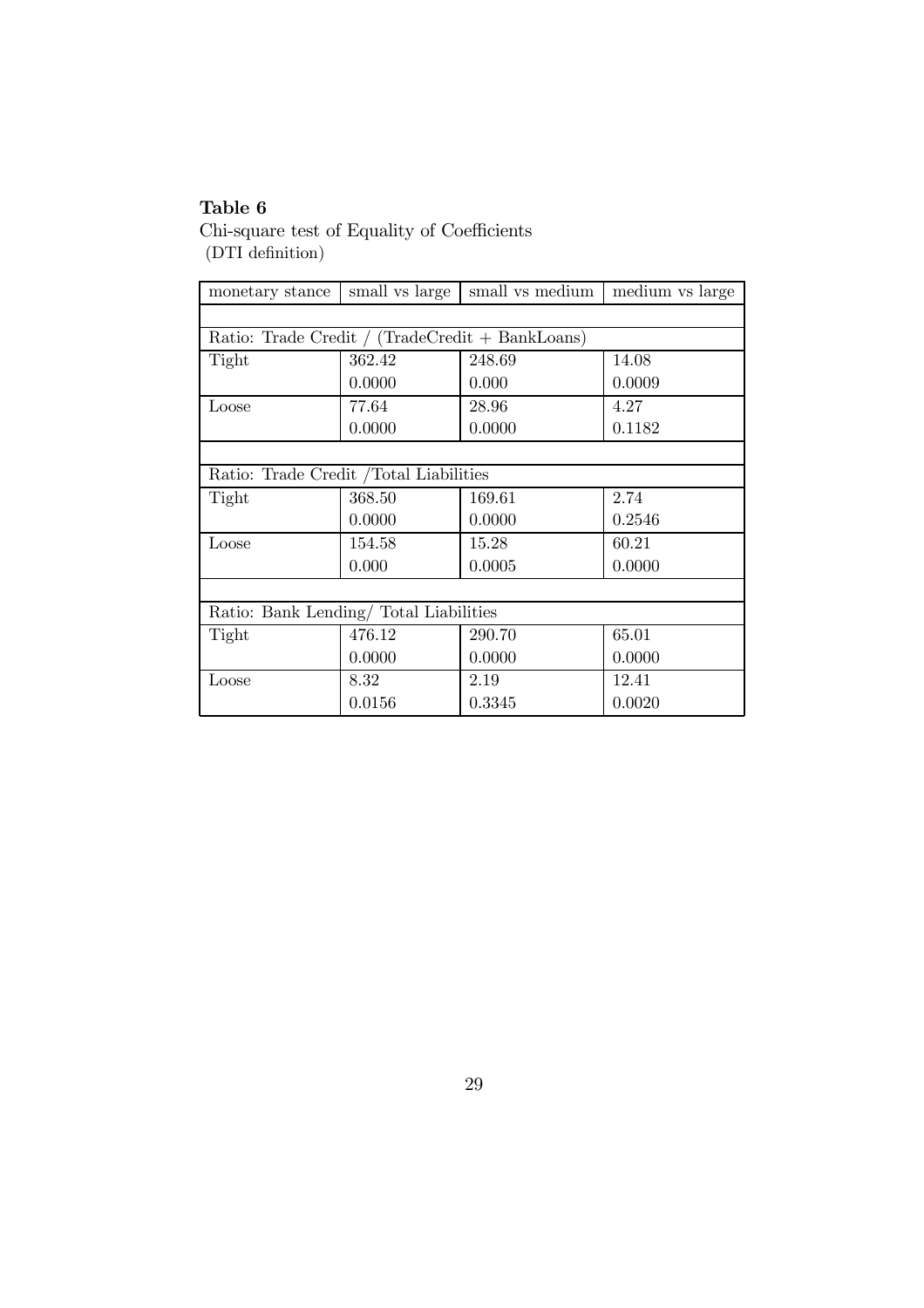**Table 6**

Chi-square test of Equality of Coefficients
(DTI definition)

| monetary stance | small vs large | small vs medium | medium vs large |
|---|---|---|---|
| Ratio: Trade Credit / (TradeCredit + BankLoans) | | | |
| Tight | 362.42 | 248.69 | 14.08 |
| | 0.0000 | 0.000 | 0.0009 |
| Loose | 77.64 | 28.96 | 4.27 |
| | 0.0000 | 0.0000 | 0.1182 |
| Ratio: Trade Credit /Total Liabilities | | | |
| Tight | 368.50 | 169.61 | 2.74 |
| | 0.0000 | 0.0000 | 0.2546 |
| Loose | 154.58 | 15.28 | 60.21 |
| | 0.000 | 0.0005 | 0.0000 |
| Ratio: Bank Lending/ Total Liabilities | | | |
| Tight | 476.12 | 290.70 | 65.01 |
| | 0.0000 | 0.0000 | 0.0000 |
| Loose | 8.32 | 2.19 | 12.41 |
| | 0.0156 | 0.3345 | 0.0020 |